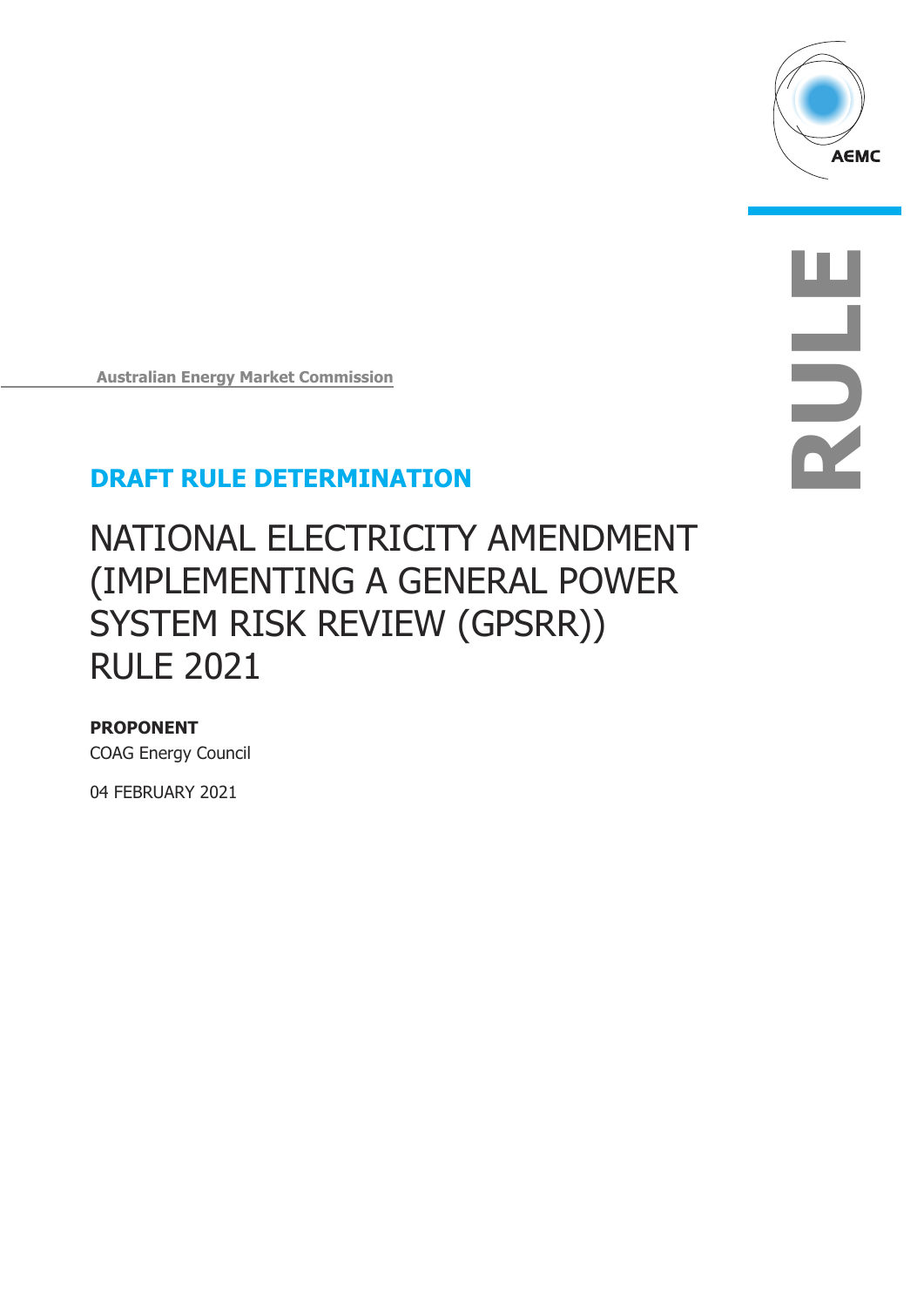AEMC

RULE

Australian Energy Market Commission

## DRAFT RULE DETERMINATION

# NATIONAL ELECTRICITY AMENDMENT (IMPLEMENTING A GENERAL POWER SYSTEM RISK REVIEW (GPSRR)) RULE 2021

**PROPONENT**

COAG Energy Council

04 FEBRUARY 2021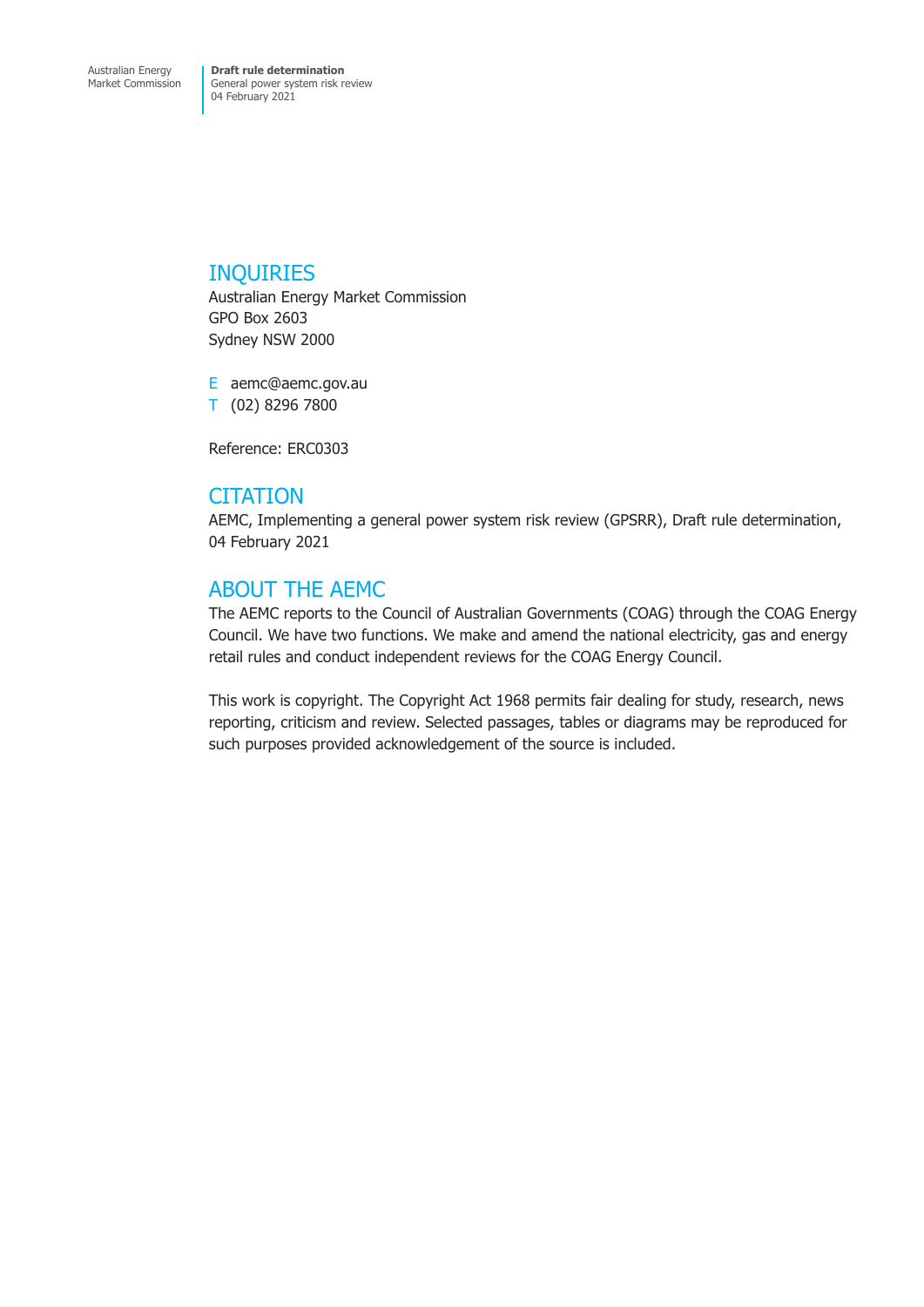## INQUIRIES

Australian Energy Market Commission
GPO Box 2603
Sydney NSW 2000

E aemc@aemc.gov.au
T (02) 8296 7800

Reference: ERC0303

## CITATION

AEMC, Implementing a general power system risk review (GPSRR), Draft rule determination, 04 February 2021

## ABOUT THE AEMC

The AEMC reports to the Council of Australian Governments (COAG) through the COAG Energy Council. We have two functions. We make and amend the national electricity, gas and energy retail rules and conduct independent reviews for the COAG Energy Council.

This work is copyright. The Copyright Act 1968 permits fair dealing for study, research, news reporting, criticism and review. Selected passages, tables or diagrams may be reproduced for such purposes provided acknowledgement of the source is included.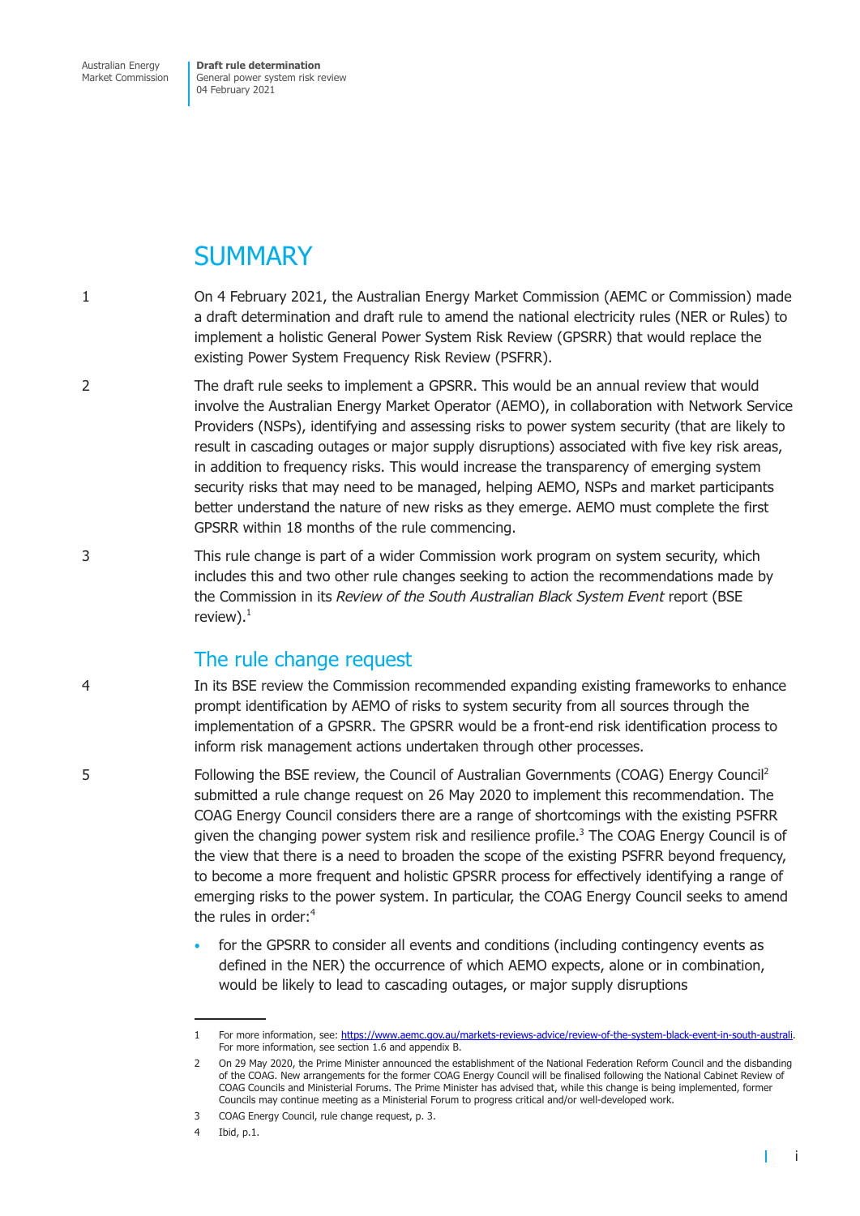# SUMMARY

1 On 4 February 2021, the Australian Energy Market Commission (AEMC or Commission) made a draft determination and draft rule to amend the national electricity rules (NER or Rules) to implement a holistic General Power System Risk Review (GPSRR) that would replace the existing Power System Frequency Risk Review (PSFRR).

2 The draft rule seeks to implement a GPSRR. This would be an annual review that would involve the Australian Energy Market Operator (AEMO), in collaboration with Network Service Providers (NSPs), identifying and assessing risks to power system security (that are likely to result in cascading outages or major supply disruptions) associated with five key risk areas, in addition to frequency risks. This would increase the transparency of emerging system security risks that may need to be managed, helping AEMO, NSPs and market participants better understand the nature of new risks as they emerge. AEMO must complete the first GPSRR within 18 months of the rule commencing.

3 This rule change is part of a wider Commission work program on system security, which includes this and two other rule changes seeking to action the recommendations made by the Commission in its *Review of the South Australian Black System Event* report (BSE review).[1]

## The rule change request

4 In its BSE review the Commission recommended expanding existing frameworks to enhance prompt identification by AEMO of risks to system security from all sources through the implementation of a GPSRR. The GPSRR would be a front-end risk identification process to inform risk management actions undertaken through other processes.

5 Following the BSE review, the Council of Australian Governments (COAG) Energy Council[2] submitted a rule change request on 26 May 2020 to implement this recommendation. The COAG Energy Council considers there are a range of shortcomings with the existing PSFRR given the changing power system risk and resilience profile.[3] The COAG Energy Council is of the view that there is a need to broaden the scope of the existing PSFRR beyond frequency, to become a more frequent and holistic GPSRR process for effectively identifying a range of emerging risks to the power system. In particular, the COAG Energy Council seeks to amend the rules in order:[4]

- for the GPSRR to consider all events and conditions (including contingency events as defined in the NER) the occurrence of which AEMO expects, alone or in combination, would be likely to lead to cascading outages, or major supply disruptions

---

1 For more information, see: https://www.aemc.gov.au/markets-reviews-advice/review-of-the-system-black-event-in-south-australi. For more information, see section 1.6 and appendix B.

2 On 29 May 2020, the Prime Minister announced the establishment of the National Federation Reform Council and the disbanding of the COAG. New arrangements for the former COAG Energy Council will be finalised following the National Cabinet Review of COAG Councils and Ministerial Forums. The Prime Minister has advised that, while this change is being implemented, former Councils may continue meeting as a Ministerial Forum to progress critical and/or well-developed work.

3 COAG Energy Council, rule change request, p. 3.

4 Ibid, p.1.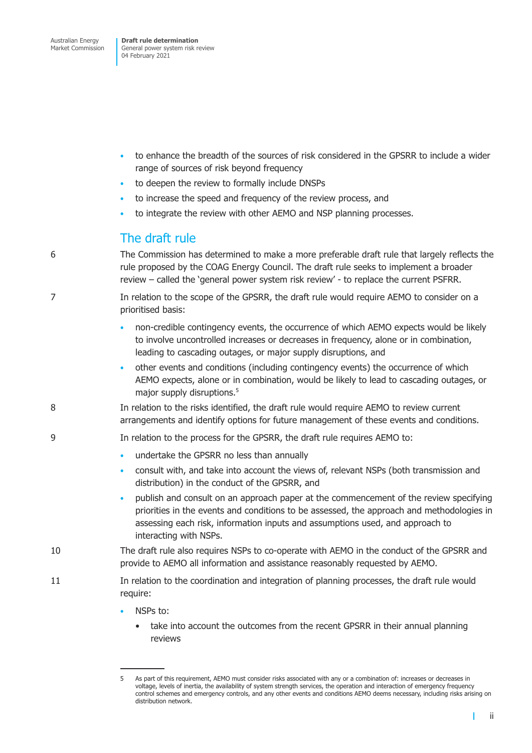- to enhance the breadth of the sources of risk considered in the GPSRR to include a wider range of sources of risk beyond frequency
- to deepen the review to formally include DNSPs
- to increase the speed and frequency of the review process, and
- to integrate the review with other AEMO and NSP planning processes.

## The draft rule

6 The Commission has determined to make a more preferable draft rule that largely reflects the rule proposed by the COAG Energy Council. The draft rule seeks to implement a broader review – called the 'general power system risk review' - to replace the current PSFRR.

7 In relation to the scope of the GPSRR, the draft rule would require AEMO to consider on a prioritised basis:

- non-credible contingency events, the occurrence of which AEMO expects would be likely to involve uncontrolled increases or decreases in frequency, alone or in combination, leading to cascading outages, or major supply disruptions, and
- other events and conditions (including contingency events) the occurrence of which AEMO expects, alone or in combination, would be likely to lead to cascading outages, or major supply disruptions.[5]

8 In relation to the risks identified, the draft rule would require AEMO to review current arrangements and identify options for future management of these events and conditions.

9 In relation to the process for the GPSRR, the draft rule requires AEMO to:

- undertake the GPSRR no less than annually
- consult with, and take into account the views of, relevant NSPs (both transmission and distribution) in the conduct of the GPSRR, and
- publish and consult on an approach paper at the commencement of the review specifying priorities in the events and conditions to be assessed, the approach and methodologies in assessing each risk, information inputs and assumptions used, and approach to interacting with NSPs.

10 The draft rule also requires NSPs to co-operate with AEMO in the conduct of the GPSRR and provide to AEMO all information and assistance reasonably requested by AEMO.

11 In relation to the coordination and integration of planning processes, the draft rule would require:

- NSPs to:
  - take into account the outcomes from the recent GPSRR in their annual planning reviews

---

5 As part of this requirement, AEMO must consider risks associated with any or a combination of: increases or decreases in voltage, levels of inertia, the availability of system strength services, the operation and interaction of emergency frequency control schemes and emergency controls, and any other events and conditions AEMO deems necessary, including risks arising on distribution network.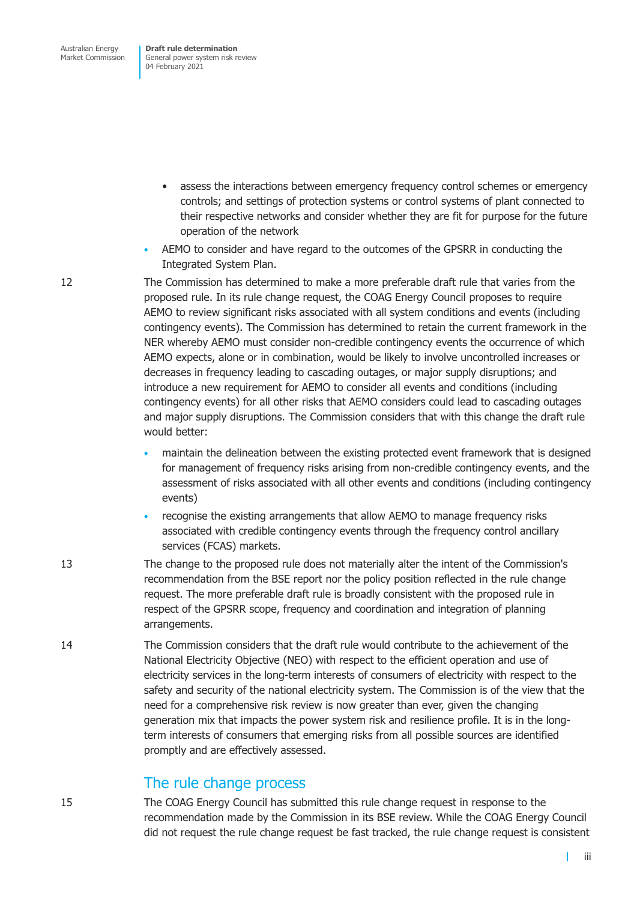- assess the interactions between emergency frequency control schemes or emergency controls; and settings of protection systems or control systems of plant connected to their respective networks and consider whether they are fit for purpose for the future operation of the network
- AEMO to consider and have regard to the outcomes of the GPSRR in conducting the Integrated System Plan.

12 The Commission has determined to make a more preferable draft rule that varies from the proposed rule. In its rule change request, the COAG Energy Council proposes to require AEMO to review significant risks associated with all system conditions and events (including contingency events). The Commission has determined to retain the current framework in the NER whereby AEMO must consider non-credible contingency events the occurrence of which AEMO expects, alone or in combination, would be likely to involve uncontrolled increases or decreases in frequency leading to cascading outages, or major supply disruptions; and introduce a new requirement for AEMO to consider all events and conditions (including contingency events) for all other risks that AEMO considers could lead to cascading outages and major supply disruptions. The Commission considers that with this change the draft rule would better:

- maintain the delineation between the existing protected event framework that is designed for management of frequency risks arising from non-credible contingency events, and the assessment of risks associated with all other events and conditions (including contingency events)
- recognise the existing arrangements that allow AEMO to manage frequency risks associated with credible contingency events through the frequency control ancillary services (FCAS) markets.

13 The change to the proposed rule does not materially alter the intent of the Commission's recommendation from the BSE report nor the policy position reflected in the rule change request. The more preferable draft rule is broadly consistent with the proposed rule in respect of the GPSRR scope, frequency and coordination and integration of planning arrangements.

14 The Commission considers that the draft rule would contribute to the achievement of the National Electricity Objective (NEO) with respect to the efficient operation and use of electricity services in the long-term interests of consumers of electricity with respect to the safety and security of the national electricity system. The Commission is of the view that the need for a comprehensive risk review is now greater than ever, given the changing generation mix that impacts the power system risk and resilience profile. It is in the long-term interests of consumers that emerging risks from all possible sources are identified promptly and are effectively assessed.

## The rule change process

15 The COAG Energy Council has submitted this rule change request in response to the recommendation made by the Commission in its BSE review. While the COAG Energy Council did not request the rule change request be fast tracked, the rule change request is consistent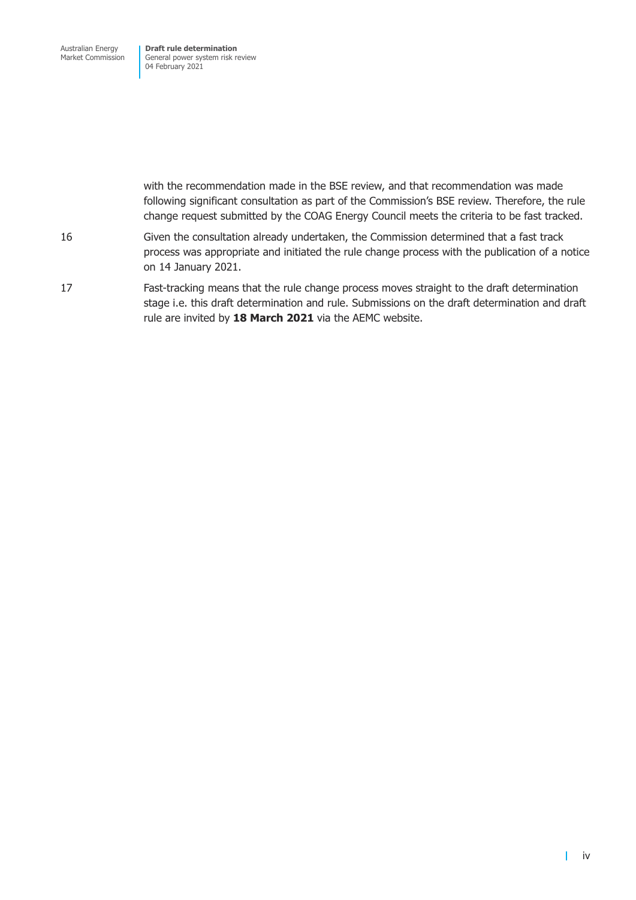with the recommendation made in the BSE review, and that recommendation was made following significant consultation as part of the Commission's BSE review. Therefore, the rule change request submitted by the COAG Energy Council meets the criteria to be fast tracked.

16 Given the consultation already undertaken, the Commission determined that a fast track process was appropriate and initiated the rule change process with the publication of a notice on 14 January 2021.

17 Fast-tracking means that the rule change process moves straight to the draft determination stage i.e. this draft determination and rule. Submissions on the draft determination and draft rule are invited by **18 March 2021** via the AEMC website.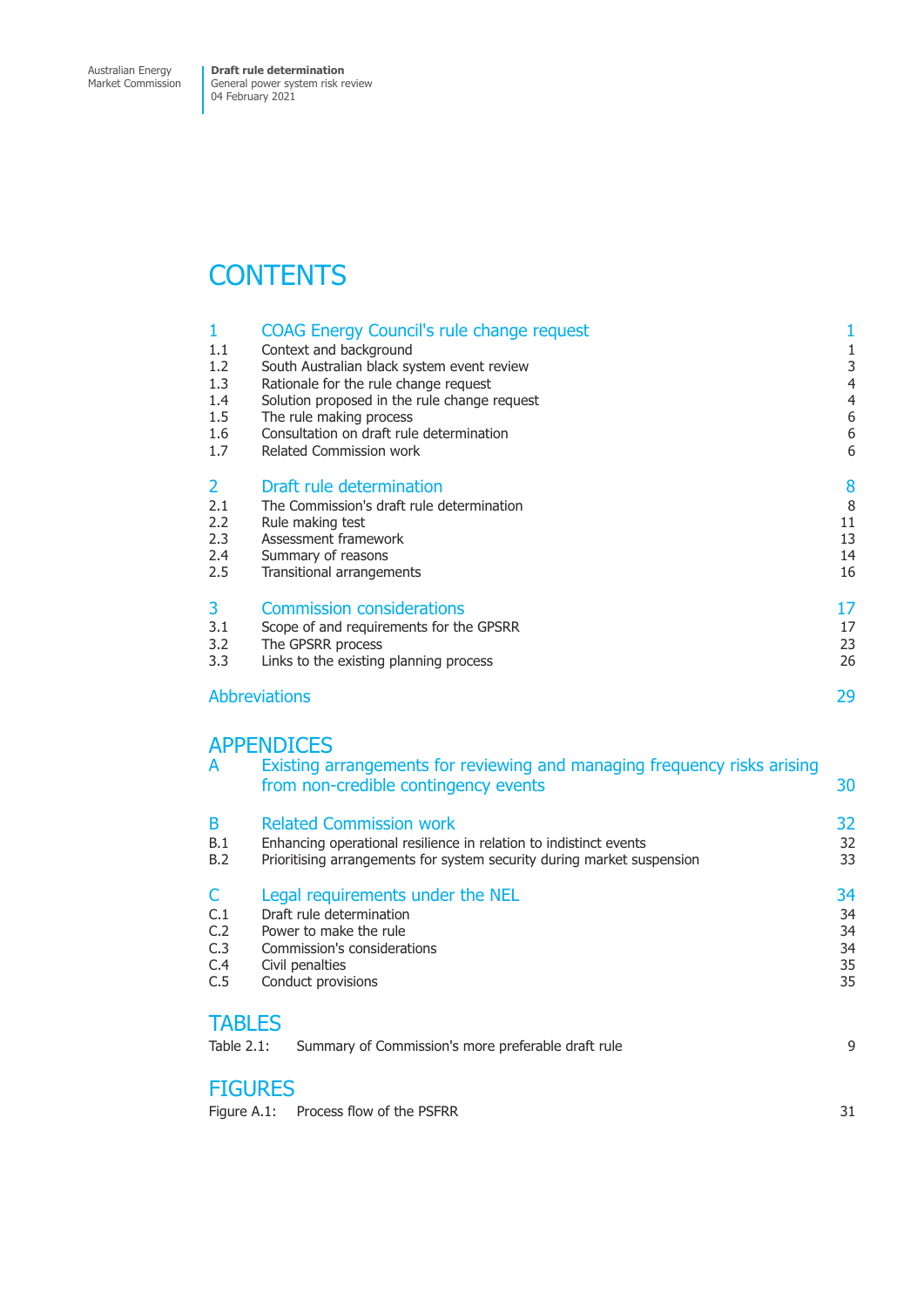# CONTENTS

| | | |
|---|---|---|
| **1** | **COAG Energy Council's rule change request** | **1** |
| 1.1 | Context and background | 1 |
| 1.2 | South Australian black system event review | 3 |
| 1.3 | Rationale for the rule change request | 4 |
| 1.4 | Solution proposed in the rule change request | 4 |
| 1.5 | The rule making process | 6 |
| 1.6 | Consultation on draft rule determination | 6 |
| 1.7 | Related Commission work | 6 |
| **2** | **Draft rule determination** | **8** |
| 2.1 | The Commission's draft rule determination | 8 |
| 2.2 | Rule making test | 11 |
| 2.3 | Assessment framework | 13 |
| 2.4 | Summary of reasons | 14 |
| 2.5 | Transitional arrangements | 16 |
| **3** | **Commission considerations** | **17** |
| 3.1 | Scope of and requirements for the GPSRR | 17 |
| 3.2 | The GPSRR process | 23 |
| 3.3 | Links to the existing planning process | 26 |
| | **Abbreviations** | **29** |

## APPENDICES

| | | |
|---|---|---|
| **A** | **Existing arrangements for reviewing and managing frequency risks arising from non-credible contingency events** | **30** |
| **B** | **Related Commission work** | **32** |
| B.1 | Enhancing operational resilience in relation to indistinct events | 32 |
| B.2 | Prioritising arrangements for system security during market suspension | 33 |
| **C** | **Legal requirements under the NEL** | **34** |
| C.1 | Draft rule determination | 34 |
| C.2 | Power to make the rule | 34 |
| C.3 | Commission's considerations | 34 |
| C.4 | Civil penalties | 35 |
| C.5 | Conduct provisions | 35 |

## TABLES

Table 2.1: Summary of Commission's more preferable draft rule — 9

## FIGURES

Figure A.1: Process flow of the PSFRR — 31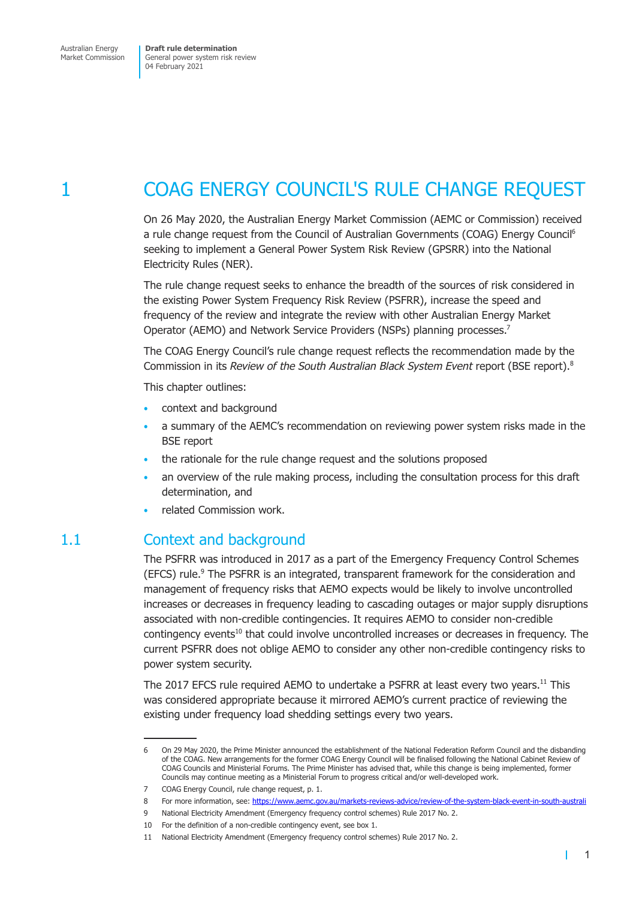# 1 COAG ENERGY COUNCIL'S RULE CHANGE REQUEST

On 26 May 2020, the Australian Energy Market Commission (AEMC or Commission) received a rule change request from the Council of Australian Governments (COAG) Energy Council[6] seeking to implement a General Power System Risk Review (GPSRR) into the National Electricity Rules (NER).

The rule change request seeks to enhance the breadth of the sources of risk considered in the existing Power System Frequency Risk Review (PSFRR), increase the speed and frequency of the review and integrate the review with other Australian Energy Market Operator (AEMO) and Network Service Providers (NSPs) planning processes.[7]

The COAG Energy Council's rule change request reflects the recommendation made by the Commission in its *Review of the South Australian Black System Event* report (BSE report).[8]

This chapter outlines:

- context and background
- a summary of the AEMC's recommendation on reviewing power system risks made in the BSE report
- the rationale for the rule change request and the solutions proposed
- an overview of the rule making process, including the consultation process for this draft determination, and
- related Commission work.

## 1.1 Context and background

The PSFRR was introduced in 2017 as a part of the Emergency Frequency Control Schemes (EFCS) rule.[9] The PSFRR is an integrated, transparent framework for the consideration and management of frequency risks that AEMO expects would be likely to involve uncontrolled increases or decreases in frequency leading to cascading outages or major supply disruptions associated with non-credible contingencies. It requires AEMO to consider non-credible contingency events[10] that could involve uncontrolled increases or decreases in frequency. The current PSFRR does not oblige AEMO to consider any other non-credible contingency risks to power system security.

The 2017 EFCS rule required AEMO to undertake a PSFRR at least every two years.[11] This was considered appropriate because it mirrored AEMO's current practice of reviewing the existing under frequency load shedding settings every two years.

---

6 On 29 May 2020, the Prime Minister announced the establishment of the National Federation Reform Council and the disbanding of the COAG. New arrangements for the former COAG Energy Council will be finalised following the National Cabinet Review of COAG Councils and Ministerial Forums. The Prime Minister has advised that, while this change is being implemented, former Councils may continue meeting as a Ministerial Forum to progress critical and/or well-developed work.

7 COAG Energy Council, rule change request, p. 1.

8 For more information, see: https://www.aemc.gov.au/markets-reviews-advice/review-of-the-system-black-event-in-south-australi

9 National Electricity Amendment (Emergency frequency control schemes) Rule 2017 No. 2.

10 For the definition of a non-credible contingency event, see box 1.

11 National Electricity Amendment (Emergency frequency control schemes) Rule 2017 No. 2.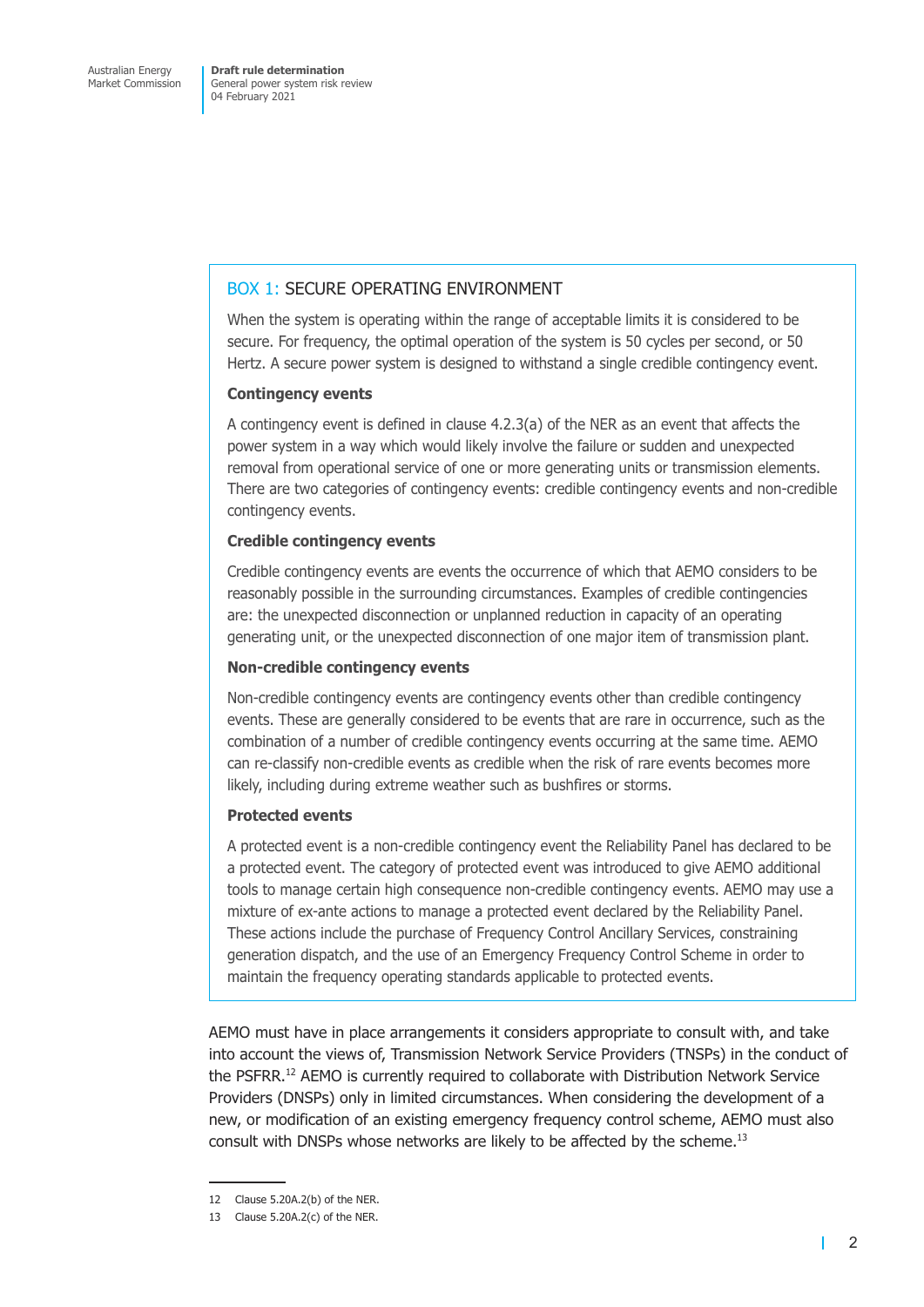## BOX 1: SECURE OPERATING ENVIRONMENT

When the system is operating within the range of acceptable limits it is considered to be secure. For frequency, the optimal operation of the system is 50 cycles per second, or 50 Hertz. A secure power system is designed to withstand a single credible contingency event.

**Contingency events**

A contingency event is defined in clause 4.2.3(a) of the NER as an event that affects the power system in a way which would likely involve the failure or sudden and unexpected removal from operational service of one or more generating units or transmission elements. There are two categories of contingency events: credible contingency events and non-credible contingency events.

**Credible contingency events**

Credible contingency events are events the occurrence of which that AEMO considers to be reasonably possible in the surrounding circumstances. Examples of credible contingencies are: the unexpected disconnection or unplanned reduction in capacity of an operating generating unit, or the unexpected disconnection of one major item of transmission plant.

**Non-credible contingency events**

Non-credible contingency events are contingency events other than credible contingency events. These are generally considered to be events that are rare in occurrence, such as the combination of a number of credible contingency events occurring at the same time. AEMO can re-classify non-credible events as credible when the risk of rare events becomes more likely, including during extreme weather such as bushfires or storms.

**Protected events**

A protected event is a non-credible contingency event the Reliability Panel has declared to be a protected event. The category of protected event was introduced to give AEMO additional tools to manage certain high consequence non-credible contingency events. AEMO may use a mixture of ex-ante actions to manage a protected event declared by the Reliability Panel. These actions include the purchase of Frequency Control Ancillary Services, constraining generation dispatch, and the use of an Emergency Frequency Control Scheme in order to maintain the frequency operating standards applicable to protected events.

AEMO must have in place arrangements it considers appropriate to consult with, and take into account the views of, Transmission Network Service Providers (TNSPs) in the conduct of the PSFRR.[12] AEMO is currently required to collaborate with Distribution Network Service Providers (DNSPs) only in limited circumstances. When considering the development of a new, or modification of an existing emergency frequency control scheme, AEMO must also consult with DNSPs whose networks are likely to be affected by the scheme.[13]

12 Clause 5.20A.2(b) of the NER.

13 Clause 5.20A.2(c) of the NER.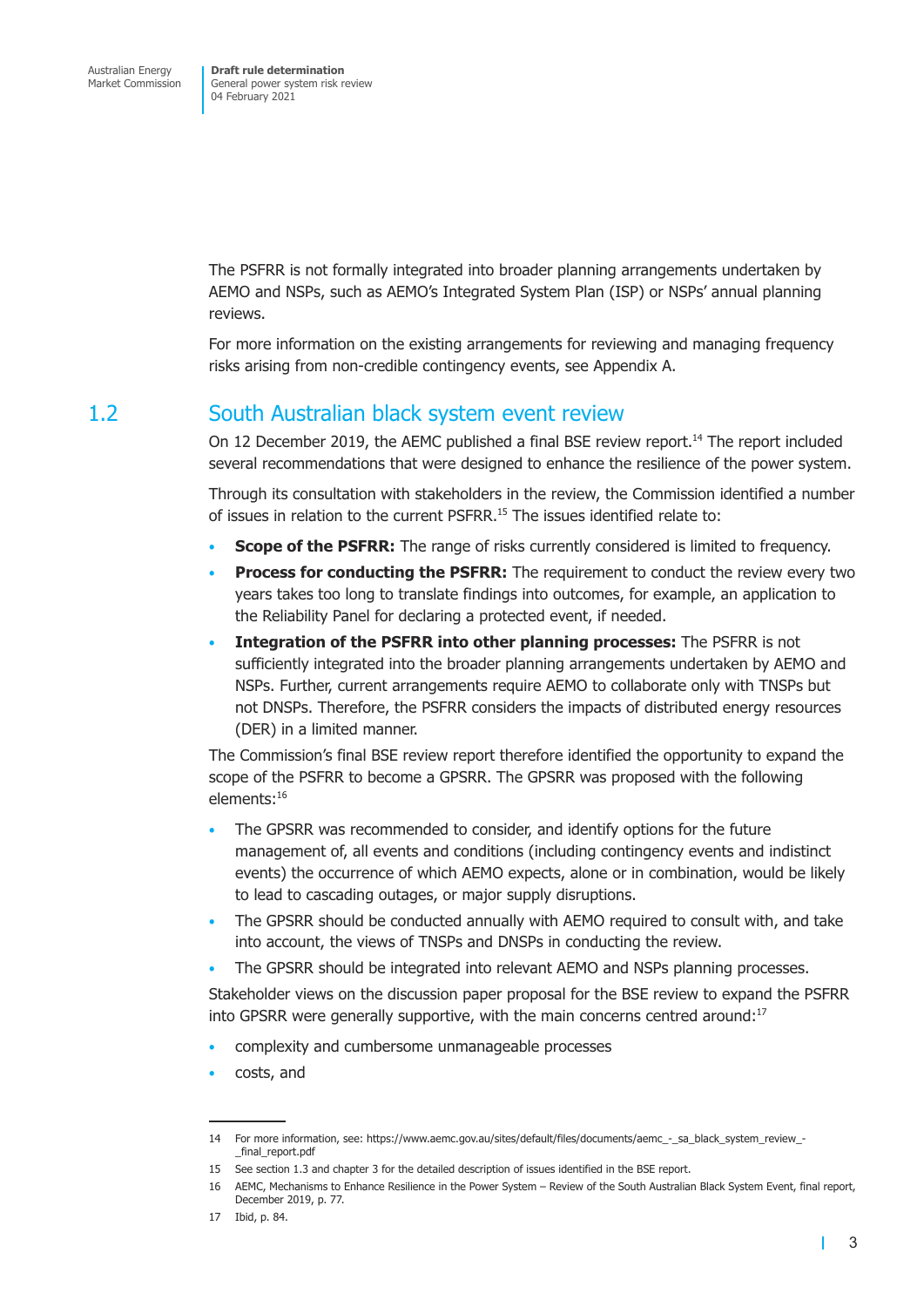The PSFRR is not formally integrated into broader planning arrangements undertaken by AEMO and NSPs, such as AEMO's Integrated System Plan (ISP) or NSPs' annual planning reviews.

For more information on the existing arrangements for reviewing and managing frequency risks arising from non-credible contingency events, see Appendix A.

## 1.2 South Australian black system event review

On 12 December 2019, the AEMC published a final BSE review report.[14] The report included several recommendations that were designed to enhance the resilience of the power system.

Through its consultation with stakeholders in the review, the Commission identified a number of issues in relation to the current PSFRR.[15] The issues identified relate to:

- **Scope of the PSFRR:** The range of risks currently considered is limited to frequency.
- **Process for conducting the PSFRR:** The requirement to conduct the review every two years takes too long to translate findings into outcomes, for example, an application to the Reliability Panel for declaring a protected event, if needed.
- **Integration of the PSFRR into other planning processes:** The PSFRR is not sufficiently integrated into the broader planning arrangements undertaken by AEMO and NSPs. Further, current arrangements require AEMO to collaborate only with TNSPs but not DNSPs. Therefore, the PSFRR considers the impacts of distributed energy resources (DER) in a limited manner.

The Commission's final BSE review report therefore identified the opportunity to expand the scope of the PSFRR to become a GPSRR. The GPSRR was proposed with the following elements:[16]

- The GPSRR was recommended to consider, and identify options for the future management of, all events and conditions (including contingency events and indistinct events) the occurrence of which AEMO expects, alone or in combination, would be likely to lead to cascading outages, or major supply disruptions.
- The GPSRR should be conducted annually with AEMO required to consult with, and take into account, the views of TNSPs and DNSPs in conducting the review.
- The GPSRR should be integrated into relevant AEMO and NSPs planning processes.

Stakeholder views on the discussion paper proposal for the BSE review to expand the PSFRR into GPSRR were generally supportive, with the main concerns centred around:[17]

- complexity and cumbersome unmanageable processes
- costs, and

---

14 For more information, see: https://www.aemc.gov.au/sites/default/files/documents/aemc_-_sa_black_system_review_-_final_report.pdf

15 See section 1.3 and chapter 3 for the detailed description of issues identified in the BSE report.

16 AEMC, Mechanisms to Enhance Resilience in the Power System – Review of the South Australian Black System Event, final report, December 2019, p. 77.

17 Ibid, p. 84.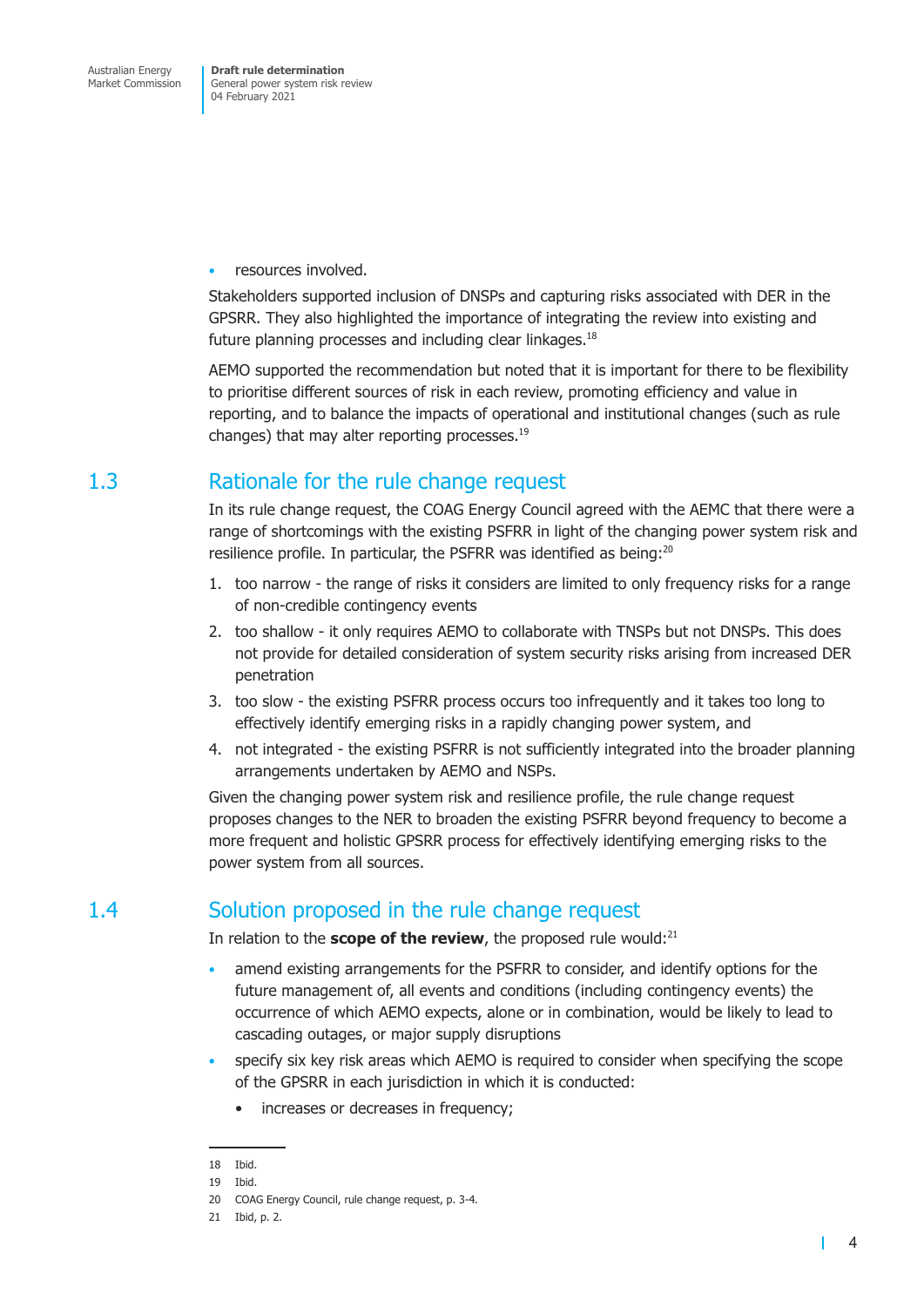- resources involved.

Stakeholders supported inclusion of DNSPs and capturing risks associated with DER in the GPSRR. They also highlighted the importance of integrating the review into existing and future planning processes and including clear linkages.[18]

AEMO supported the recommendation but noted that it is important for there to be flexibility to prioritise different sources of risk in each review, promoting efficiency and value in reporting, and to balance the impacts of operational and institutional changes (such as rule changes) that may alter reporting processes.[19]

## 1.3 Rationale for the rule change request

In its rule change request, the COAG Energy Council agreed with the AEMC that there were a range of shortcomings with the existing PSFRR in light of the changing power system risk and resilience profile. In particular, the PSFRR was identified as being:[20]

1. too narrow - the range of risks it considers are limited to only frequency risks for a range of non-credible contingency events
2. too shallow - it only requires AEMO to collaborate with TNSPs but not DNSPs. This does not provide for detailed consideration of system security risks arising from increased DER penetration
3. too slow - the existing PSFRR process occurs too infrequently and it takes too long to effectively identify emerging risks in a rapidly changing power system, and
4. not integrated - the existing PSFRR is not sufficiently integrated into the broader planning arrangements undertaken by AEMO and NSPs.

Given the changing power system risk and resilience profile, the rule change request proposes changes to the NER to broaden the existing PSFRR beyond frequency to become a more frequent and holistic GPSRR process for effectively identifying emerging risks to the power system from all sources.

## 1.4 Solution proposed in the rule change request

In relation to the **scope of the review**, the proposed rule would:[21]

- amend existing arrangements for the PSFRR to consider, and identify options for the future management of, all events and conditions (including contingency events) the occurrence of which AEMO expects, alone or in combination, would be likely to lead to cascading outages, or major supply disruptions
- specify six key risk areas which AEMO is required to consider when specifying the scope of the GPSRR in each jurisdiction in which it is conducted:
  - increases or decreases in frequency;

18 Ibid.

19 Ibid.

20 COAG Energy Council, rule change request, p. 3-4.

21 Ibid, p. 2.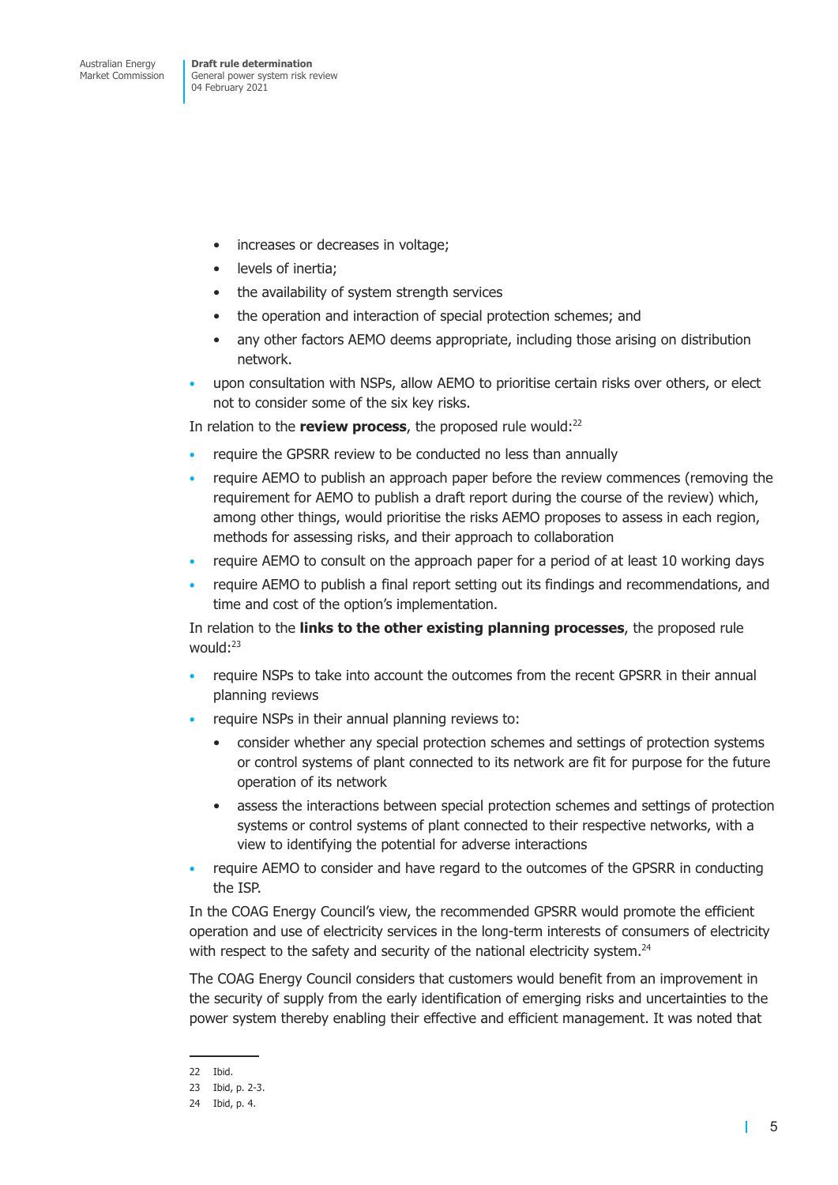- increases or decreases in voltage;
    - levels of inertia;
    - the availability of system strength services
    - the operation and interaction of special protection schemes; and
    - any other factors AEMO deems appropriate, including those arising on distribution network.
- upon consultation with NSPs, allow AEMO to prioritise certain risks over others, or elect not to consider some of the six key risks.

In relation to the **review process**, the proposed rule would:[22]

- require the GPSRR review to be conducted no less than annually
- require AEMO to publish an approach paper before the review commences (removing the requirement for AEMO to publish a draft report during the course of the review) which, among other things, would prioritise the risks AEMO proposes to assess in each region, methods for assessing risks, and their approach to collaboration
- require AEMO to consult on the approach paper for a period of at least 10 working days
- require AEMO to publish a final report setting out its findings and recommendations, and time and cost of the option's implementation.

In relation to the **links to the other existing planning processes**, the proposed rule would:[23]

- require NSPs to take into account the outcomes from the recent GPSRR in their annual planning reviews
- require NSPs in their annual planning reviews to:
    - consider whether any special protection schemes and settings of protection systems or control systems of plant connected to its network are fit for purpose for the future operation of its network
    - assess the interactions between special protection schemes and settings of protection systems or control systems of plant connected to their respective networks, with a view to identifying the potential for adverse interactions
- require AEMO to consider and have regard to the outcomes of the GPSRR in conducting the ISP.

In the COAG Energy Council's view, the recommended GPSRR would promote the efficient operation and use of electricity services in the long-term interests of consumers of electricity with respect to the safety and security of the national electricity system.[24]

The COAG Energy Council considers that customers would benefit from an improvement in the security of supply from the early identification of emerging risks and uncertainties to the power system thereby enabling their effective and efficient management. It was noted that

---

22 Ibid.

23 Ibid, p. 2-3.

24 Ibid, p. 4.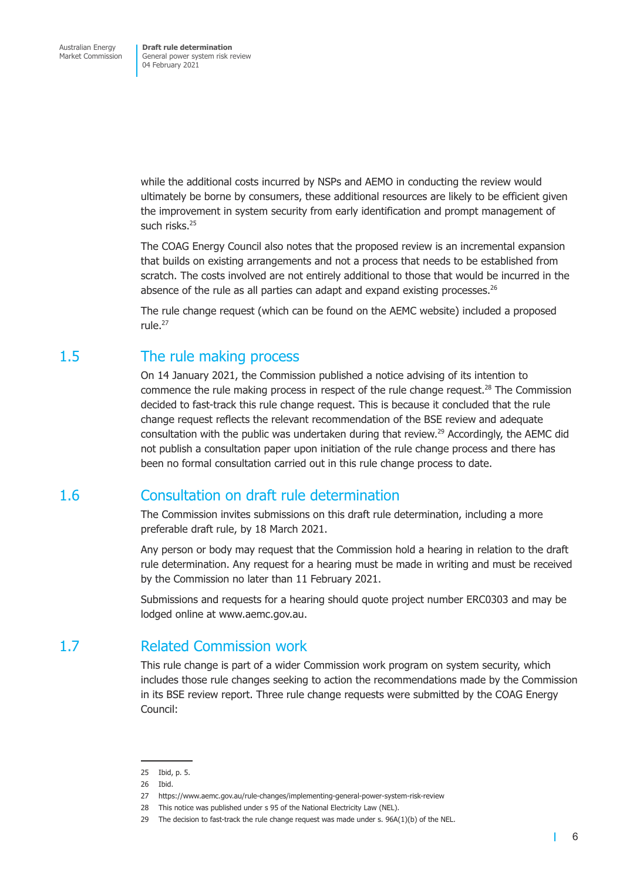while the additional costs incurred by NSPs and AEMO in conducting the review would ultimately be borne by consumers, these additional resources are likely to be efficient given the improvement in system security from early identification and prompt management of such risks.[25]

The COAG Energy Council also notes that the proposed review is an incremental expansion that builds on existing arrangements and not a process that needs to be established from scratch. The costs involved are not entirely additional to those that would be incurred in the absence of the rule as all parties can adapt and expand existing processes.[26]

The rule change request (which can be found on the AEMC website) included a proposed rule.[27]

## 1.5 The rule making process

On 14 January 2021, the Commission published a notice advising of its intention to commence the rule making process in respect of the rule change request.[28] The Commission decided to fast-track this rule change request. This is because it concluded that the rule change request reflects the relevant recommendation of the BSE review and adequate consultation with the public was undertaken during that review.[29] Accordingly, the AEMC did not publish a consultation paper upon initiation of the rule change process and there has been no formal consultation carried out in this rule change process to date.

## 1.6 Consultation on draft rule determination

The Commission invites submissions on this draft rule determination, including a more preferable draft rule, by 18 March 2021.

Any person or body may request that the Commission hold a hearing in relation to the draft rule determination. Any request for a hearing must be made in writing and must be received by the Commission no later than 11 February 2021.

Submissions and requests for a hearing should quote project number ERC0303 and may be lodged online at www.aemc.gov.au.

## 1.7 Related Commission work

This rule change is part of a wider Commission work program on system security, which includes those rule changes seeking to action the recommendations made by the Commission in its BSE review report. Three rule change requests were submitted by the COAG Energy Council:

---

25 Ibid, p. 5.

26 Ibid.

27 https://www.aemc.gov.au/rule-changes/implementing-general-power-system-risk-review

28 This notice was published under s 95 of the National Electricity Law (NEL).

29 The decision to fast-track the rule change request was made under s. 96A(1)(b) of the NEL.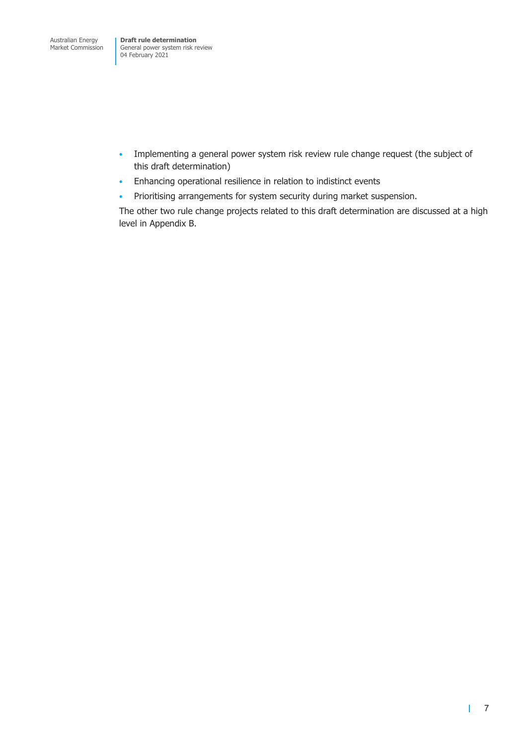- Implementing a general power system risk review rule change request (the subject of this draft determination)
- Enhancing operational resilience in relation to indistinct events
- Prioritising arrangements for system security during market suspension.

The other two rule change projects related to this draft determination are discussed at a high level in Appendix B.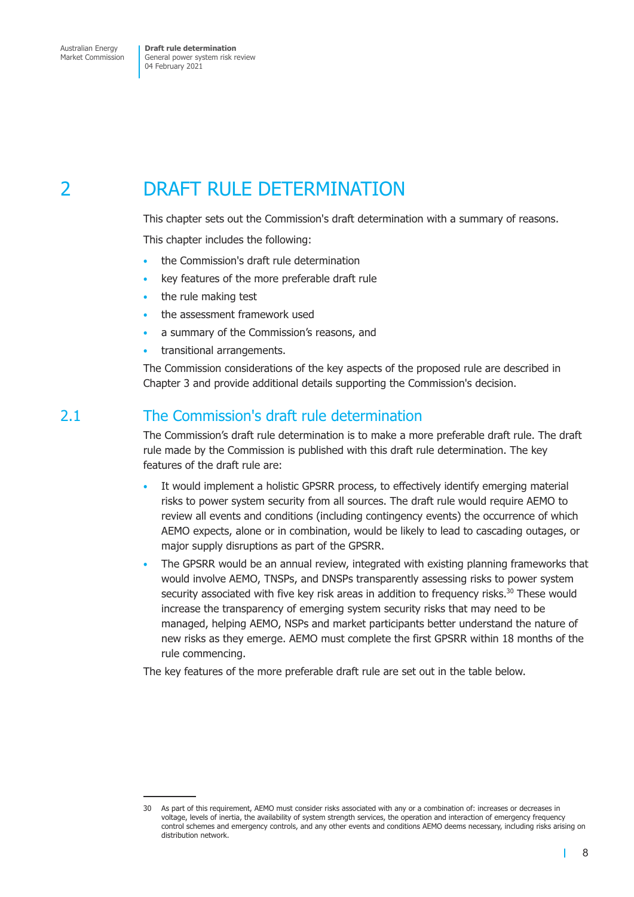# 2 DRAFT RULE DETERMINATION

This chapter sets out the Commission's draft determination with a summary of reasons.

This chapter includes the following:

- the Commission's draft rule determination
- key features of the more preferable draft rule
- the rule making test
- the assessment framework used
- a summary of the Commission's reasons, and
- transitional arrangements.

The Commission considerations of the key aspects of the proposed rule are described in Chapter 3 and provide additional details supporting the Commission's decision.

## 2.1 The Commission's draft rule determination

The Commission's draft rule determination is to make a more preferable draft rule. The draft rule made by the Commission is published with this draft rule determination. The key features of the draft rule are:

- It would implement a holistic GPSRR process, to effectively identify emerging material risks to power system security from all sources. The draft rule would require AEMO to review all events and conditions (including contingency events) the occurrence of which AEMO expects, alone or in combination, would be likely to lead to cascading outages, or major supply disruptions as part of the GPSRR.
- The GPSRR would be an annual review, integrated with existing planning frameworks that would involve AEMO, TNSPs, and DNSPs transparently assessing risks to power system security associated with five key risk areas in addition to frequency risks.[30] These would increase the transparency of emerging system security risks that may need to be managed, helping AEMO, NSPs and market participants better understand the nature of new risks as they emerge. AEMO must complete the first GPSRR within 18 months of the rule commencing.

The key features of the more preferable draft rule are set out in the table below.

---

30 As part of this requirement, AEMO must consider risks associated with any or a combination of: increases or decreases in voltage, levels of inertia, the availability of system strength services, the operation and interaction of emergency frequency control schemes and emergency controls, and any other events and conditions AEMO deems necessary, including risks arising on distribution network.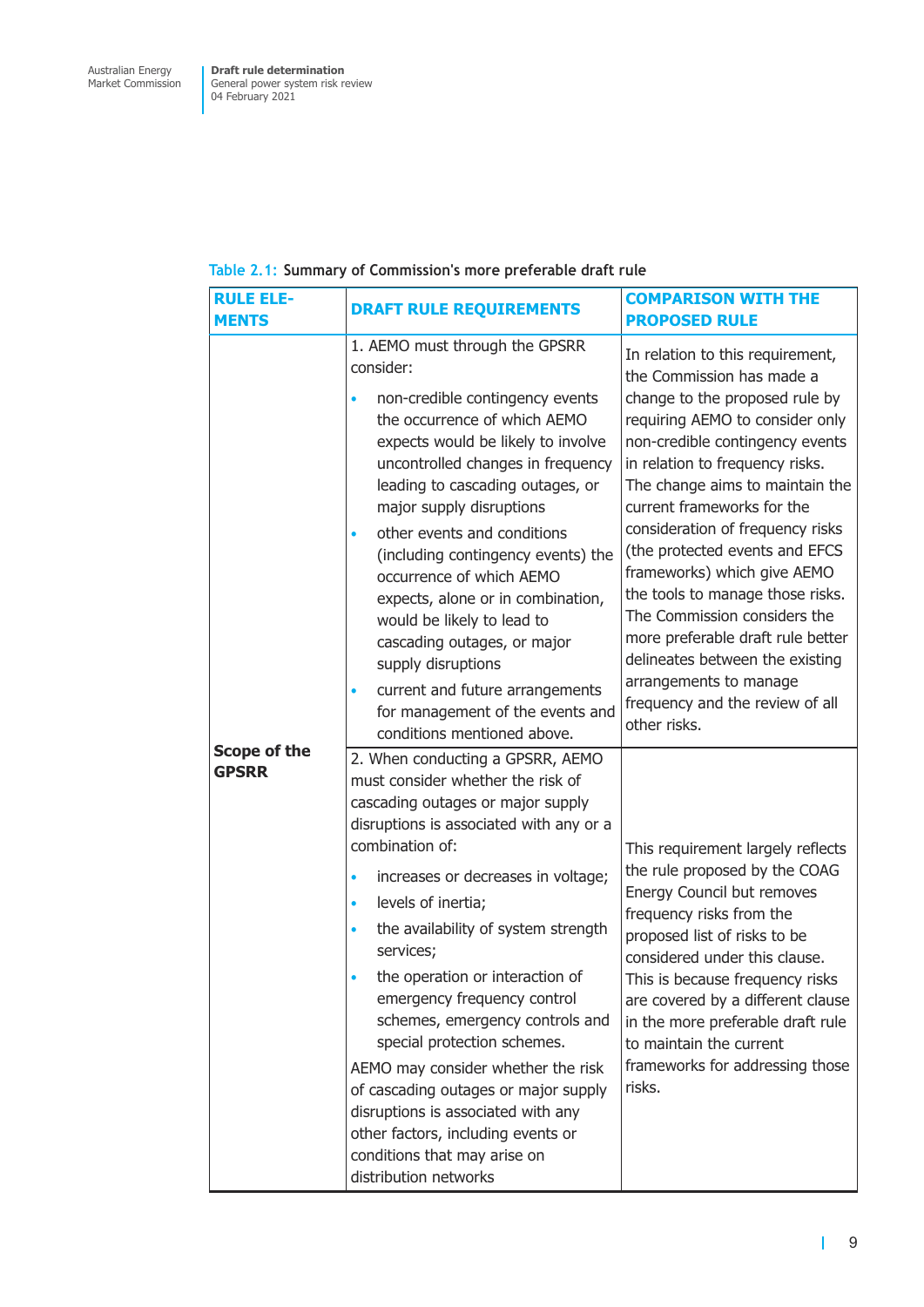Table 2.1: Summary of Commission's more preferable draft rule

| RULE ELEMENTS | DRAFT RULE REQUIREMENTS | COMPARISON WITH THE PROPOSED RULE |
|---|---|---|
| Scope of the GPSRR | 1. AEMO must through the GPSRR consider:<br>• non-credible contingency events the occurrence of which AEMO expects would be likely to involve uncontrolled changes in frequency leading to cascading outages, or major supply disruptions<br>• other events and conditions (including contingency events) the occurrence of which AEMO expects, alone or in combination, would be likely to lead to cascading outages, or major supply disruptions<br>• current and future arrangements for management of the events and conditions mentioned above. | In relation to this requirement, the Commission has made a change to the proposed rule by requiring AEMO to consider only non-credible contingency events in relation to frequency risks. The change aims to maintain the current frameworks for the consideration of frequency risks (the protected events and EFCS frameworks) which give AEMO the tools to manage those risks. The Commission considers the more preferable draft rule better delineates between the existing arrangements to manage frequency and the review of all other risks. |
| | 2. When conducting a GPSRR, AEMO must consider whether the risk of cascading outages or major supply disruptions is associated with any or a combination of:<br>• increases or decreases in voltage;<br>• levels of inertia;<br>• the availability of system strength services;<br>• the operation or interaction of emergency frequency control schemes, emergency controls and special protection schemes.<br>AEMO may consider whether the risk of cascading outages or major supply disruptions is associated with any other factors, including events or conditions that may arise on distribution networks | This requirement largely reflects the rule proposed by the COAG Energy Council but removes frequency risks from the proposed list of risks to be considered under this clause. This is because frequency risks are covered by a different clause in the more preferable draft rule to maintain the current frameworks for addressing those risks. |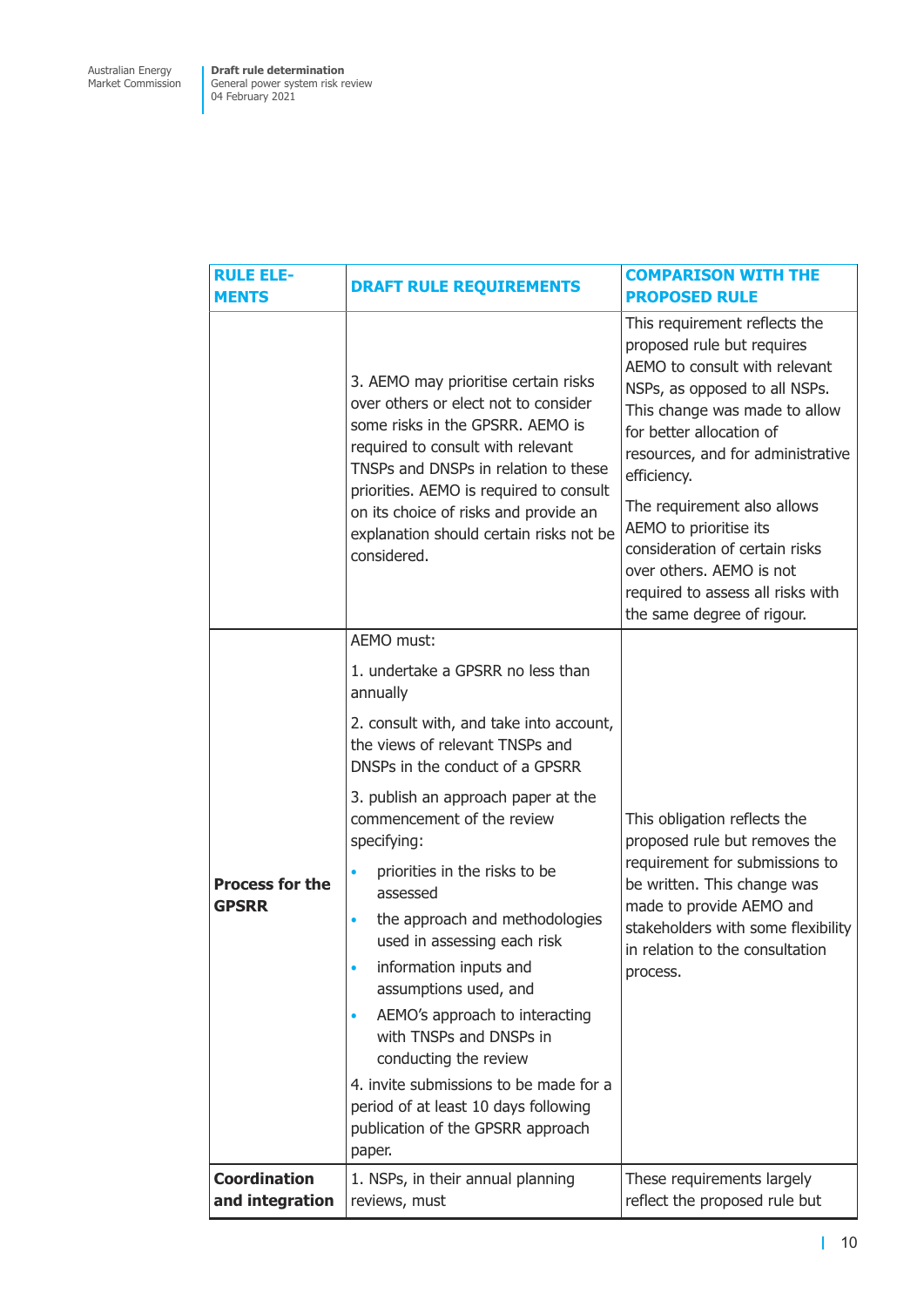| RULE ELEMENTS | DRAFT RULE REQUIREMENTS | COMPARISON WITH THE PROPOSED RULE |
|---|---|---|
| | 3. AEMO may prioritise certain risks over others or elect not to consider some risks in the GPSRR. AEMO is required to consult with relevant TNSPs and DNSPs in relation to these priorities. AEMO is required to consult on its choice of risks and provide an explanation should certain risks not be considered. | This requirement reflects the proposed rule but requires AEMO to consult with relevant NSPs, as opposed to all NSPs. This change was made to allow for better allocation of resources, and for administrative efficiency.<br><br>The requirement also allows AEMO to prioritise its consideration of certain risks over others. AEMO is not required to assess all risks with the same degree of rigour. |
| **Process for the GPSRR** | AEMO must:<br><br>1. undertake a GPSRR no less than annually<br><br>2. consult with, and take into account, the views of relevant TNSPs and DNSPs in the conduct of a GPSRR<br><br>3. publish an approach paper at the commencement of the review specifying:<br><br>• priorities in the risks to be assessed<br>• the approach and methodologies used in assessing each risk<br>• information inputs and assumptions used, and<br>• AEMO's approach to interacting with TNSPs and DNSPs in conducting the review<br><br>4. invite submissions to be made for a period of at least 10 days following publication of the GPSRR approach paper. | This obligation reflects the proposed rule but removes the requirement for submissions to be written. This change was made to provide AEMO and stakeholders with some flexibility in relation to the consultation process. |
| **Coordination and integration** | 1. NSPs, in their annual planning reviews, must | These requirements largely reflect the proposed rule but |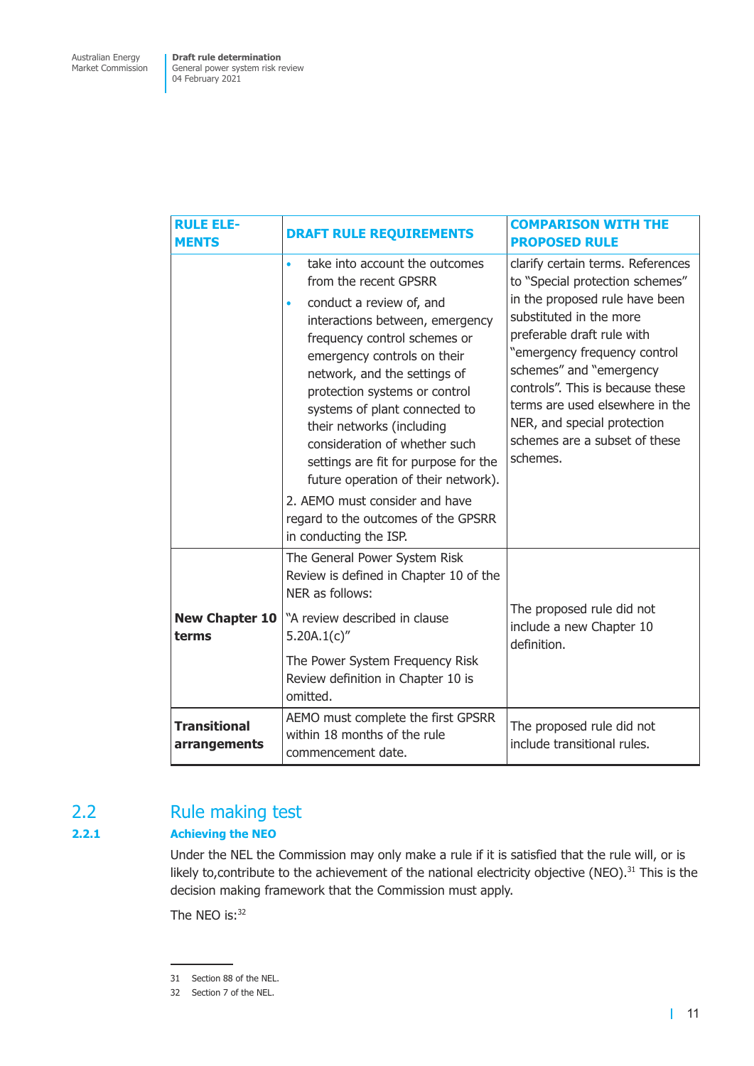| RULE ELEMENTS | DRAFT RULE REQUIREMENTS | COMPARISON WITH THE PROPOSED RULE |
|---|---|---|
| | • take into account the outcomes from the recent GPSRR<br>• conduct a review of, and interactions between, emergency frequency control schemes or emergency controls on their network, and the settings of protection systems or control systems of plant connected to their networks (including consideration of whether such settings are fit for purpose for the future operation of their network).<br>2. AEMO must consider and have regard to the outcomes of the GPSRR in conducting the ISP. | clarify certain terms. References to "Special protection schemes" in the proposed rule have been substituted in the more preferable draft rule with "emergency frequency control schemes" and "emergency controls". This is because these terms are used elsewhere in the NER, and special protection schemes are a subset of these schemes. |
| **New Chapter 10 terms** | The General Power System Risk Review is defined in Chapter 10 of the NER as follows:<br>"A review described in clause 5.20A.1(c)"<br>The Power System Frequency Risk Review definition in Chapter 10 is omitted. | The proposed rule did not include a new Chapter 10 definition. |
| **Transitional arrangements** | AEMO must complete the first GPSRR within 18 months of the rule commencement date. | The proposed rule did not include transitional rules. |

## 2.2 Rule making test

### 2.2.1 Achieving the NEO

Under the NEL the Commission may only make a rule if it is satisfied that the rule will, or is likely to,contribute to the achievement of the national electricity objective (NEO).[31] This is the decision making framework that the Commission must apply.

The NEO is:[32]

31 Section 88 of the NEL.

32 Section 7 of the NEL.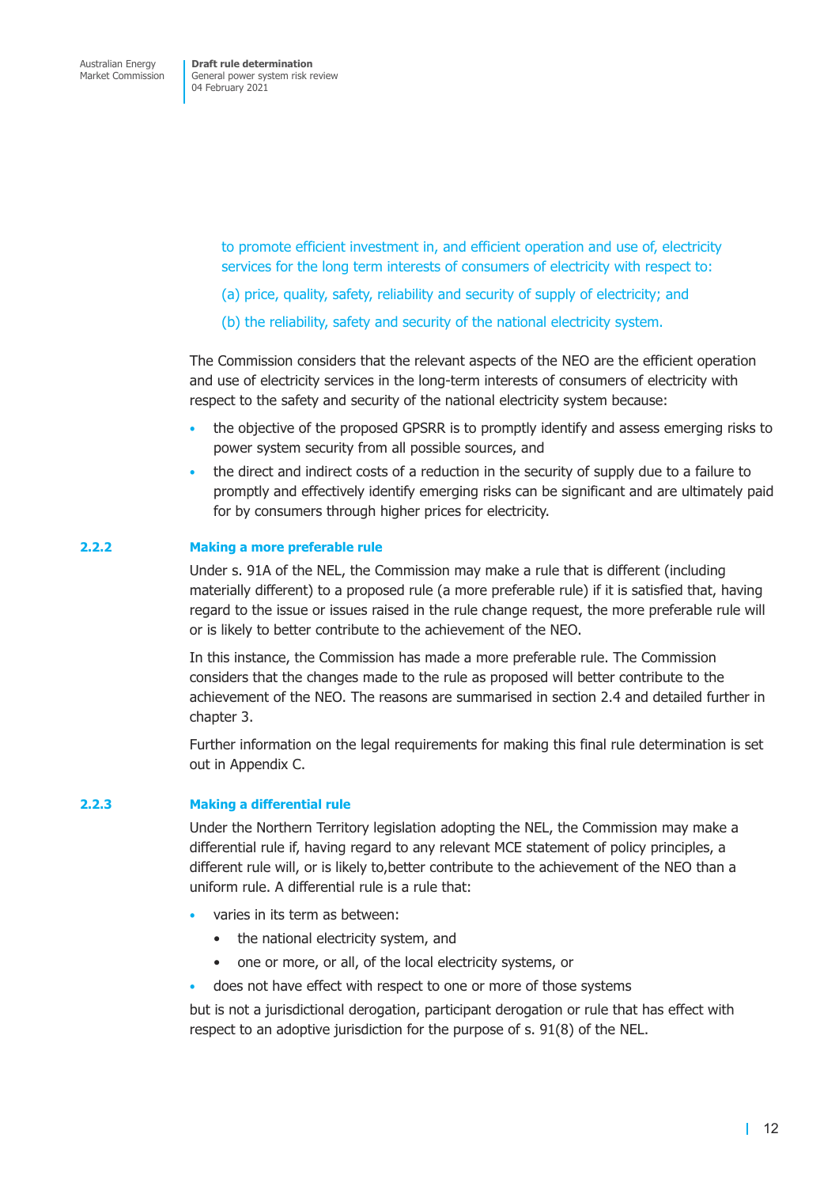> to promote efficient investment in, and efficient operation and use of, electricity services for the long term interests of consumers of electricity with respect to:
>
> (a) price, quality, safety, reliability and security of supply of electricity; and
>
> (b) the reliability, safety and security of the national electricity system.

The Commission considers that the relevant aspects of the NEO are the efficient operation and use of electricity services in the long-term interests of consumers of electricity with respect to the safety and security of the national electricity system because:

- the objective of the proposed GPSRR is to promptly identify and assess emerging risks to power system security from all possible sources, and
- the direct and indirect costs of a reduction in the security of supply due to a failure to promptly and effectively identify emerging risks can be significant and are ultimately paid for by consumers through higher prices for electricity.

### 2.2.2 Making a more preferable rule

Under s. 91A of the NEL, the Commission may make a rule that is different (including materially different) to a proposed rule (a more preferable rule) if it is satisfied that, having regard to the issue or issues raised in the rule change request, the more preferable rule will or is likely to better contribute to the achievement of the NEO.

In this instance, the Commission has made a more preferable rule. The Commission considers that the changes made to the rule as proposed will better contribute to the achievement of the NEO. The reasons are summarised in section 2.4 and detailed further in chapter 3.

Further information on the legal requirements for making this final rule determination is set out in Appendix C.

### 2.2.3 Making a differential rule

Under the Northern Territory legislation adopting the NEL, the Commission may make a differential rule if, having regard to any relevant MCE statement of policy principles, a different rule will, or is likely to,better contribute to the achievement of the NEO than a uniform rule. A differential rule is a rule that:

- varies in its term as between:
  - the national electricity system, and
  - one or more, or all, of the local electricity systems, or
- does not have effect with respect to one or more of those systems

but is not a jurisdictional derogation, participant derogation or rule that has effect with respect to an adoptive jurisdiction for the purpose of s. 91(8) of the NEL.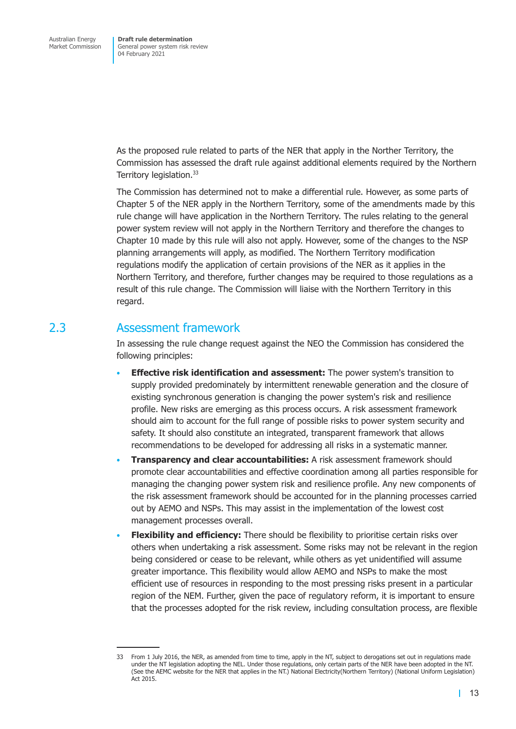As the proposed rule related to parts of the NER that apply in the Norther Territory, the Commission has assessed the draft rule against additional elements required by the Northern Territory legislation.[33]

The Commission has determined not to make a differential rule. However, as some parts of Chapter 5 of the NER apply in the Northern Territory, some of the amendments made by this rule change will have application in the Northern Territory. The rules relating to the general power system review will not apply in the Northern Territory and therefore the changes to Chapter 10 made by this rule will also not apply. However, some of the changes to the NSP planning arrangements will apply, as modified. The Northern Territory modification regulations modify the application of certain provisions of the NER as it applies in the Northern Territory, and therefore, further changes may be required to those regulations as a result of this rule change. The Commission will liaise with the Northern Territory in this regard.

## 2.3 Assessment framework

In assessing the rule change request against the NEO the Commission has considered the following principles:

- **Effective risk identification and assessment:** The power system's transition to supply provided predominately by intermittent renewable generation and the closure of existing synchronous generation is changing the power system's risk and resilience profile. New risks are emerging as this process occurs. A risk assessment framework should aim to account for the full range of possible risks to power system security and safety. It should also constitute an integrated, transparent framework that allows recommendations to be developed for addressing all risks in a systematic manner.
- **Transparency and clear accountabilities:** A risk assessment framework should promote clear accountabilities and effective coordination among all parties responsible for managing the changing power system risk and resilience profile. Any new components of the risk assessment framework should be accounted for in the planning processes carried out by AEMO and NSPs. This may assist in the implementation of the lowest cost management processes overall.
- **Flexibility and efficiency:** There should be flexibility to prioritise certain risks over others when undertaking a risk assessment. Some risks may not be relevant in the region being considered or cease to be relevant, while others as yet unidentified will assume greater importance. This flexibility would allow AEMO and NSPs to make the most efficient use of resources in responding to the most pressing risks present in a particular region of the NEM. Further, given the pace of regulatory reform, it is important to ensure that the processes adopted for the risk review, including consultation process, are flexible

33 From 1 July 2016, the NER, as amended from time to time, apply in the NT, subject to derogations set out in regulations made under the NT legislation adopting the NEL. Under those regulations, only certain parts of the NER have been adopted in the NT. (See the AEMC website for the NER that applies in the NT.) National Electricity(Northern Territory) (National Uniform Legislation) Act 2015.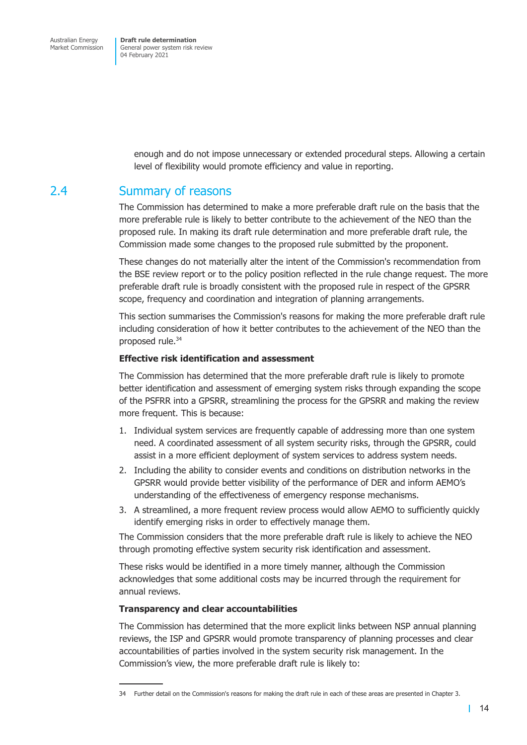enough and do not impose unnecessary or extended procedural steps. Allowing a certain level of flexibility would promote efficiency and value in reporting.

## 2.4 Summary of reasons

The Commission has determined to make a more preferable draft rule on the basis that the more preferable rule is likely to better contribute to the achievement of the NEO than the proposed rule. In making its draft rule determination and more preferable draft rule, the Commission made some changes to the proposed rule submitted by the proponent.

These changes do not materially alter the intent of the Commission's recommendation from the BSE review report or to the policy position reflected in the rule change request. The more preferable draft rule is broadly consistent with the proposed rule in respect of the GPSRR scope, frequency and coordination and integration of planning arrangements.

This section summarises the Commission's reasons for making the more preferable draft rule including consideration of how it better contributes to the achievement of the NEO than the proposed rule.[34]

**Effective risk identification and assessment**

The Commission has determined that the more preferable draft rule is likely to promote better identification and assessment of emerging system risks through expanding the scope of the PSFRR into a GPSRR, streamlining the process for the GPSRR and making the review more frequent. This is because:

1. Individual system services are frequently capable of addressing more than one system need. A coordinated assessment of all system security risks, through the GPSRR, could assist in a more efficient deployment of system services to address system needs.
2. Including the ability to consider events and conditions on distribution networks in the GPSRR would provide better visibility of the performance of DER and inform AEMO's understanding of the effectiveness of emergency response mechanisms.
3. A streamlined, a more frequent review process would allow AEMO to sufficiently quickly identify emerging risks in order to effectively manage them.

The Commission considers that the more preferable draft rule is likely to achieve the NEO through promoting effective system security risk identification and assessment.

These risks would be identified in a more timely manner, although the Commission acknowledges that some additional costs may be incurred through the requirement for annual reviews.

**Transparency and clear accountabilities**

The Commission has determined that the more explicit links between NSP annual planning reviews, the ISP and GPSRR would promote transparency of planning processes and clear accountabilities of parties involved in the system security risk management. In the Commission's view, the more preferable draft rule is likely to:

34 Further detail on the Commission's reasons for making the draft rule in each of these areas are presented in Chapter 3.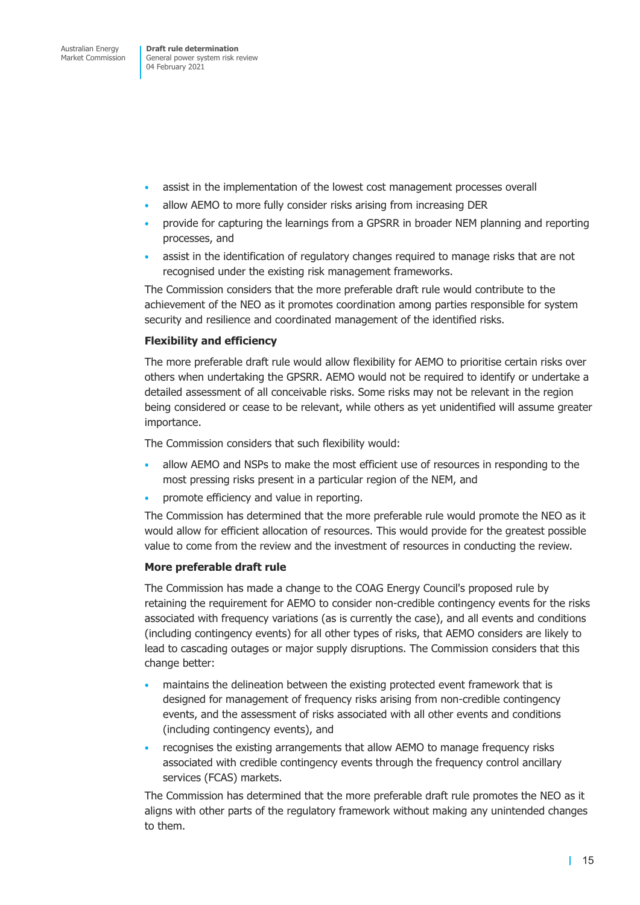- assist in the implementation of the lowest cost management processes overall
- allow AEMO to more fully consider risks arising from increasing DER
- provide for capturing the learnings from a GPSRR in broader NEM planning and reporting processes, and
- assist in the identification of regulatory changes required to manage risks that are not recognised under the existing risk management frameworks.

The Commission considers that the more preferable draft rule would contribute to the achievement of the NEO as it promotes coordination among parties responsible for system security and resilience and coordinated management of the identified risks.

**Flexibility and efficiency**

The more preferable draft rule would allow flexibility for AEMO to prioritise certain risks over others when undertaking the GPSRR. AEMO would not be required to identify or undertake a detailed assessment of all conceivable risks. Some risks may not be relevant in the region being considered or cease to be relevant, while others as yet unidentified will assume greater importance.

The Commission considers that such flexibility would:

- allow AEMO and NSPs to make the most efficient use of resources in responding to the most pressing risks present in a particular region of the NEM, and
- promote efficiency and value in reporting.

The Commission has determined that the more preferable rule would promote the NEO as it would allow for efficient allocation of resources. This would provide for the greatest possible value to come from the review and the investment of resources in conducting the review.

**More preferable draft rule**

The Commission has made a change to the COAG Energy Council's proposed rule by retaining the requirement for AEMO to consider non-credible contingency events for the risks associated with frequency variations (as is currently the case), and all events and conditions (including contingency events) for all other types of risks, that AEMO considers are likely to lead to cascading outages or major supply disruptions. The Commission considers that this change better:

- maintains the delineation between the existing protected event framework that is designed for management of frequency risks arising from non-credible contingency events, and the assessment of risks associated with all other events and conditions (including contingency events), and
- recognises the existing arrangements that allow AEMO to manage frequency risks associated with credible contingency events through the frequency control ancillary services (FCAS) markets.

The Commission has determined that the more preferable draft rule promotes the NEO as it aligns with other parts of the regulatory framework without making any unintended changes to them.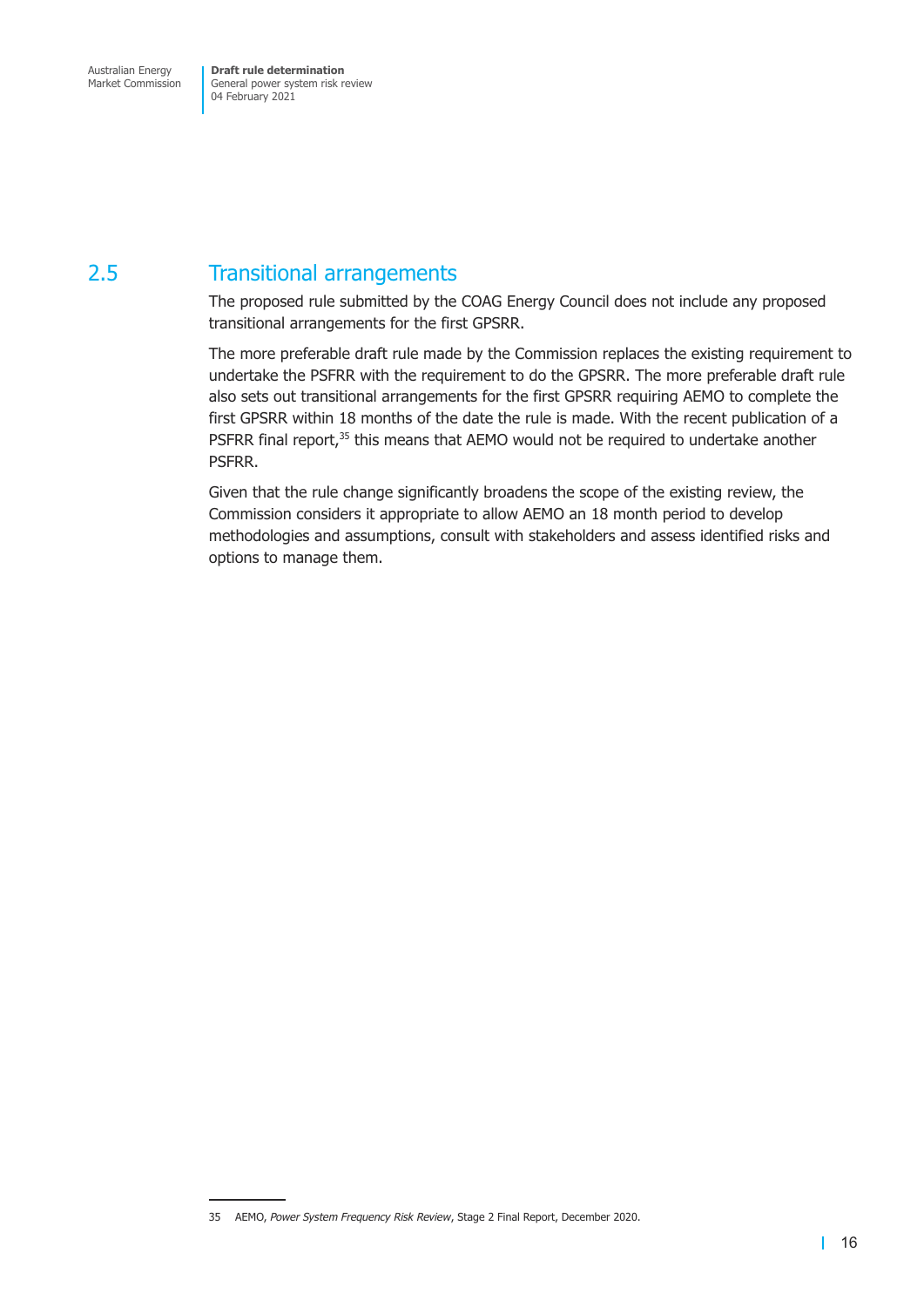## 2.5 Transitional arrangements

The proposed rule submitted by the COAG Energy Council does not include any proposed transitional arrangements for the first GPSRR.

The more preferable draft rule made by the Commission replaces the existing requirement to undertake the PSFRR with the requirement to do the GPSRR. The more preferable draft rule also sets out transitional arrangements for the first GPSRR requiring AEMO to complete the first GPSRR within 18 months of the date the rule is made. With the recent publication of a PSFRR final report,[35] this means that AEMO would not be required to undertake another PSFRR.

Given that the rule change significantly broadens the scope of the existing review, the Commission considers it appropriate to allow AEMO an 18 month period to develop methodologies and assumptions, consult with stakeholders and assess identified risks and options to manage them.

---

35 AEMO, *Power System Frequency Risk Review*, Stage 2 Final Report, December 2020.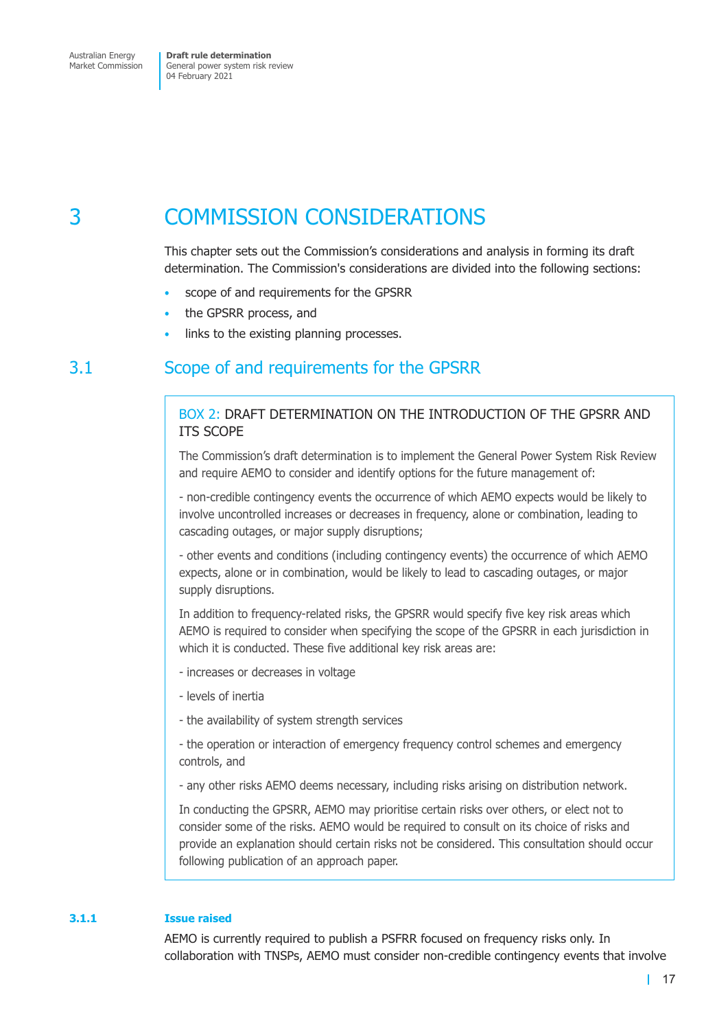# 3 COMMISSION CONSIDERATIONS

This chapter sets out the Commission's considerations and analysis in forming its draft determination. The Commission's considerations are divided into the following sections:

- scope of and requirements for the GPSRR
- the GPSRR process, and
- links to the existing planning processes.

## 3.1 Scope of and requirements for the GPSRR

> **BOX 2: DRAFT DETERMINATION ON THE INTRODUCTION OF THE GPSRR AND ITS SCOPE**
>
> The Commission's draft determination is to implement the General Power System Risk Review and require AEMO to consider and identify options for the future management of:
>
> - non-credible contingency events the occurrence of which AEMO expects would be likely to involve uncontrolled increases or decreases in frequency, alone or combination, leading to cascading outages, or major supply disruptions;
>
> - other events and conditions (including contingency events) the occurrence of which AEMO expects, alone or in combination, would be likely to lead to cascading outages, or major supply disruptions.
>
> In addition to frequency-related risks, the GPSRR would specify five key risk areas which AEMO is required to consider when specifying the scope of the GPSRR in each jurisdiction in which it is conducted. These five additional key risk areas are:
>
> - increases or decreases in voltage
>
> - levels of inertia
>
> - the availability of system strength services
>
> - the operation or interaction of emergency frequency control schemes and emergency controls, and
>
> - any other risks AEMO deems necessary, including risks arising on distribution network.
>
> In conducting the GPSRR, AEMO may prioritise certain risks over others, or elect not to consider some of the risks. AEMO would be required to consult on its choice of risks and provide an explanation should certain risks not be considered. This consultation should occur following publication of an approach paper.

### 3.1.1 Issue raised

AEMO is currently required to publish a PSFRR focused on frequency risks only. In collaboration with TNSPs, AEMO must consider non-credible contingency events that involve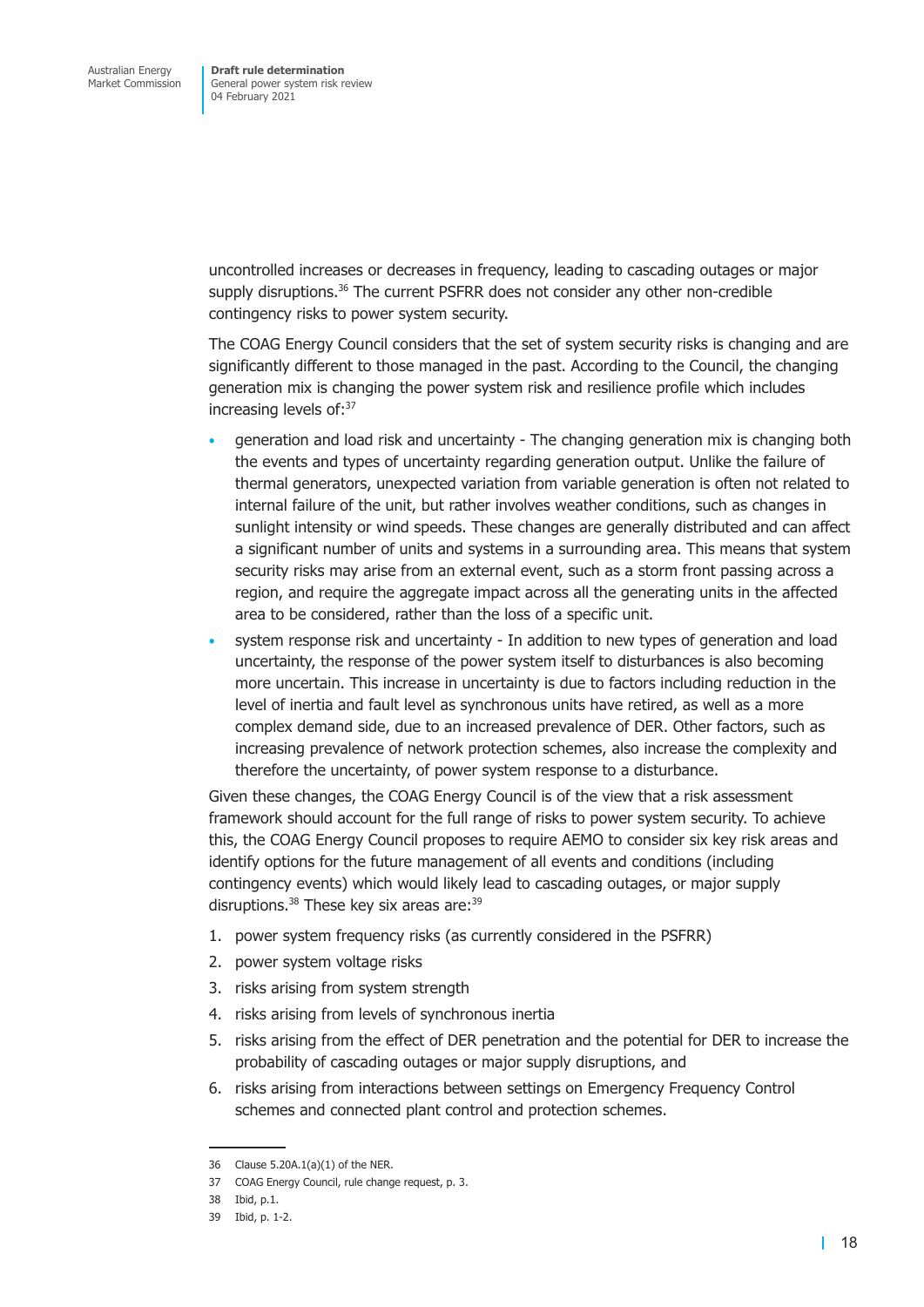uncontrolled increases or decreases in frequency, leading to cascading outages or major supply disruptions.[36] The current PSFRR does not consider any other non-credible contingency risks to power system security.

The COAG Energy Council considers that the set of system security risks is changing and are significantly different to those managed in the past. According to the Council, the changing generation mix is changing the power system risk and resilience profile which includes increasing levels of:[37]

- generation and load risk and uncertainty - The changing generation mix is changing both the events and types of uncertainty regarding generation output. Unlike the failure of thermal generators, unexpected variation from variable generation is often not related to internal failure of the unit, but rather involves weather conditions, such as changes in sunlight intensity or wind speeds. These changes are generally distributed and can affect a significant number of units and systems in a surrounding area. This means that system security risks may arise from an external event, such as a storm front passing across a region, and require the aggregate impact across all the generating units in the affected area to be considered, rather than the loss of a specific unit.
- system response risk and uncertainty - In addition to new types of generation and load uncertainty, the response of the power system itself to disturbances is also becoming more uncertain. This increase in uncertainty is due to factors including reduction in the level of inertia and fault level as synchronous units have retired, as well as a more complex demand side, due to an increased prevalence of DER. Other factors, such as increasing prevalence of network protection schemes, also increase the complexity and therefore the uncertainty, of power system response to a disturbance.

Given these changes, the COAG Energy Council is of the view that a risk assessment framework should account for the full range of risks to power system security. To achieve this, the COAG Energy Council proposes to require AEMO to consider six key risk areas and identify options for the future management of all events and conditions (including contingency events) which would likely lead to cascading outages, or major supply disruptions.[38] These key six areas are:[39]

1. power system frequency risks (as currently considered in the PSFRR)
2. power system voltage risks
3. risks arising from system strength
4. risks arising from levels of synchronous inertia
5. risks arising from the effect of DER penetration and the potential for DER to increase the probability of cascading outages or major supply disruptions, and
6. risks arising from interactions between settings on Emergency Frequency Control schemes and connected plant control and protection schemes.

---

36 Clause 5.20A.1(a)(1) of the NER.

37 COAG Energy Council, rule change request, p. 3.

38 Ibid, p.1.

39 Ibid, p. 1-2.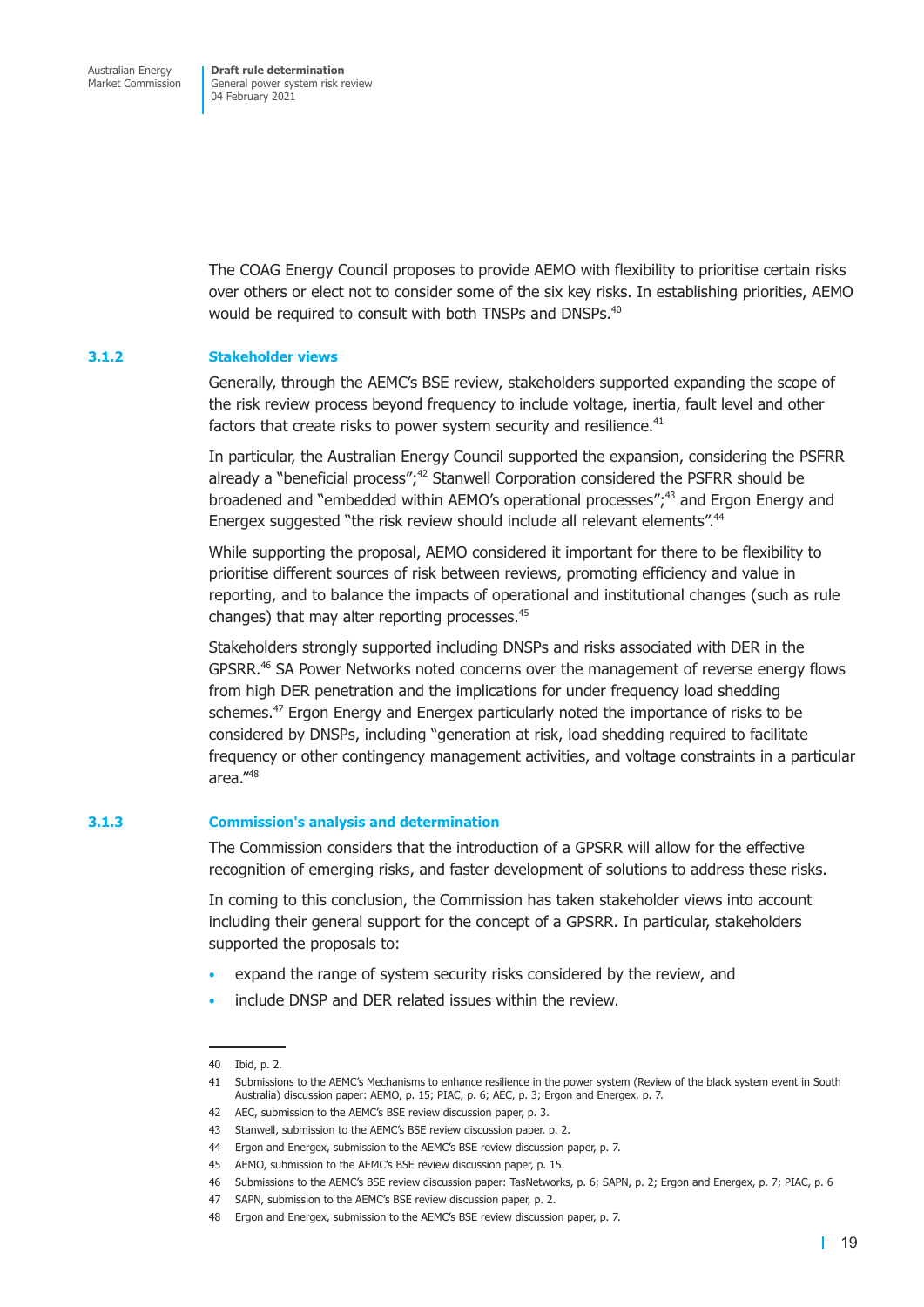The COAG Energy Council proposes to provide AEMO with flexibility to prioritise certain risks over others or elect not to consider some of the six key risks. In establishing priorities, AEMO would be required to consult with both TNSPs and DNSPs.[40]

### 3.1.2 Stakeholder views

Generally, through the AEMC's BSE review, stakeholders supported expanding the scope of the risk review process beyond frequency to include voltage, inertia, fault level and other factors that create risks to power system security and resilience.[41]

In particular, the Australian Energy Council supported the expansion, considering the PSFRR already a "beneficial process";[42] Stanwell Corporation considered the PSFRR should be broadened and "embedded within AEMO's operational processes";[43] and Ergon Energy and Energex suggested "the risk review should include all relevant elements".[44]

While supporting the proposal, AEMO considered it important for there to be flexibility to prioritise different sources of risk between reviews, promoting efficiency and value in reporting, and to balance the impacts of operational and institutional changes (such as rule changes) that may alter reporting processes.[45]

Stakeholders strongly supported including DNSPs and risks associated with DER in the GPSRR.[46] SA Power Networks noted concerns over the management of reverse energy flows from high DER penetration and the implications for under frequency load shedding schemes.[47] Ergon Energy and Energex particularly noted the importance of risks to be considered by DNSPs, including "generation at risk, load shedding required to facilitate frequency or other contingency management activities, and voltage constraints in a particular area."[48]

### 3.1.3 Commission's analysis and determination

The Commission considers that the introduction of a GPSRR will allow for the effective recognition of emerging risks, and faster development of solutions to address these risks.

In coming to this conclusion, the Commission has taken stakeholder views into account including their general support for the concept of a GPSRR. In particular, stakeholders supported the proposals to:

- expand the range of system security risks considered by the review, and
- include DNSP and DER related issues within the review.

---

40 Ibid, p. 2.

41 Submissions to the AEMC's Mechanisms to enhance resilience in the power system (Review of the black system event in South Australia) discussion paper: AEMO, p. 15; PIAC, p. 6; AEC, p. 3; Ergon and Energex, p. 7.

42 AEC, submission to the AEMC's BSE review discussion paper, p. 3.

43 Stanwell, submission to the AEMC's BSE review discussion paper, p. 2.

44 Ergon and Energex, submission to the AEMC's BSE review discussion paper, p. 7.

45 AEMO, submission to the AEMC's BSE review discussion paper, p. 15.

46 Submissions to the AEMC's BSE review discussion paper: TasNetworks, p. 6; SAPN, p. 2; Ergon and Energex, p. 7; PIAC, p. 6

47 SAPN, submission to the AEMC's BSE review discussion paper, p. 2.

48 Ergon and Energex, submission to the AEMC's BSE review discussion paper, p. 7.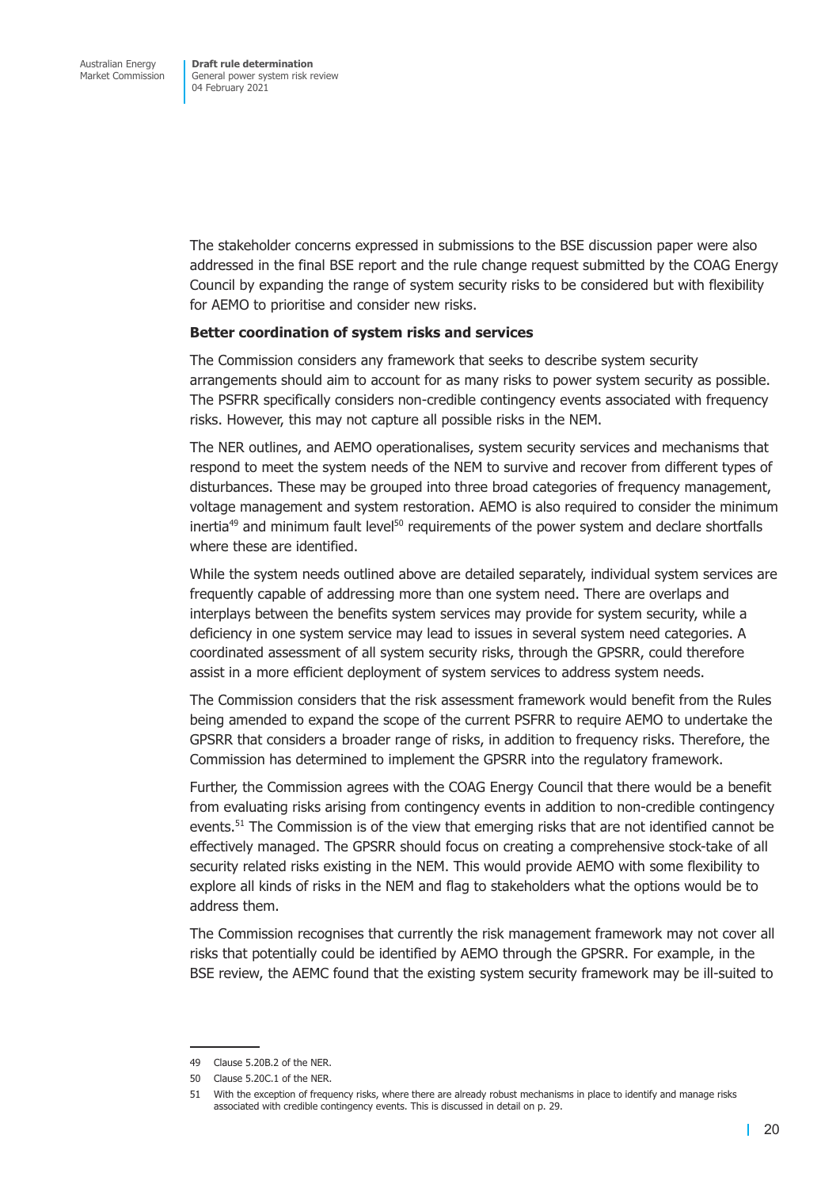The stakeholder concerns expressed in submissions to the BSE discussion paper were also addressed in the final BSE report and the rule change request submitted by the COAG Energy Council by expanding the range of system security risks to be considered but with flexibility for AEMO to prioritise and consider new risks.

**Better coordination of system risks and services**

The Commission considers any framework that seeks to describe system security arrangements should aim to account for as many risks to power system security as possible. The PSFRR specifically considers non-credible contingency events associated with frequency risks. However, this may not capture all possible risks in the NEM.

The NER outlines, and AEMO operationalises, system security services and mechanisms that respond to meet the system needs of the NEM to survive and recover from different types of disturbances. These may be grouped into three broad categories of frequency management, voltage management and system restoration. AEMO is also required to consider the minimum inertia[49] and minimum fault level[50] requirements of the power system and declare shortfalls where these are identified.

While the system needs outlined above are detailed separately, individual system services are frequently capable of addressing more than one system need. There are overlaps and interplays between the benefits system services may provide for system security, while a deficiency in one system service may lead to issues in several system need categories. A coordinated assessment of all system security risks, through the GPSRR, could therefore assist in a more efficient deployment of system services to address system needs.

The Commission considers that the risk assessment framework would benefit from the Rules being amended to expand the scope of the current PSFRR to require AEMO to undertake the GPSRR that considers a broader range of risks, in addition to frequency risks. Therefore, the Commission has determined to implement the GPSRR into the regulatory framework.

Further, the Commission agrees with the COAG Energy Council that there would be a benefit from evaluating risks arising from contingency events in addition to non-credible contingency events.[51] The Commission is of the view that emerging risks that are not identified cannot be effectively managed. The GPSRR should focus on creating a comprehensive stock-take of all security related risks existing in the NEM. This would provide AEMO with some flexibility to explore all kinds of risks in the NEM and flag to stakeholders what the options would be to address them.

The Commission recognises that currently the risk management framework may not cover all risks that potentially could be identified by AEMO through the GPSRR. For example, in the BSE review, the AEMC found that the existing system security framework may be ill-suited to

---

49 Clause 5.20B.2 of the NER.

50 Clause 5.20C.1 of the NER.

51 With the exception of frequency risks, where there are already robust mechanisms in place to identify and manage risks associated with credible contingency events. This is discussed in detail on p. 29.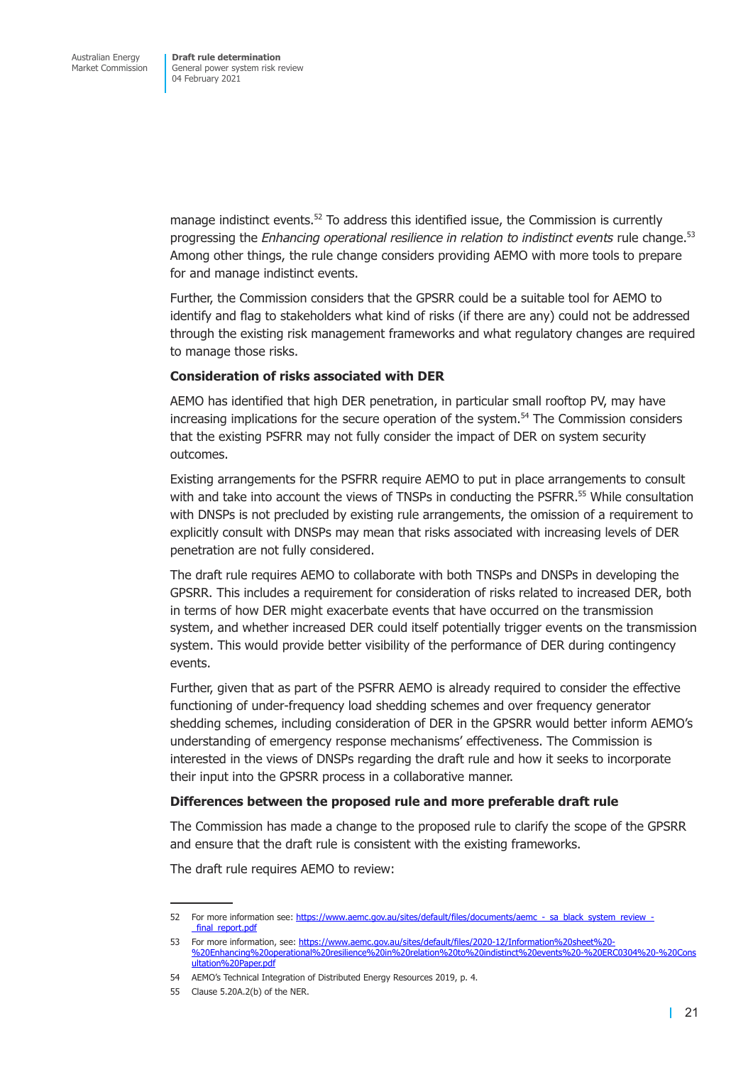manage indistinct events.[52] To address this identified issue, the Commission is currently progressing the *Enhancing operational resilience in relation to indistinct events* rule change.[53] Among other things, the rule change considers providing AEMO with more tools to prepare for and manage indistinct events.

Further, the Commission considers that the GPSRR could be a suitable tool for AEMO to identify and flag to stakeholders what kind of risks (if there are any) could not be addressed through the existing risk management frameworks and what regulatory changes are required to manage those risks.

**Consideration of risks associated with DER**

AEMO has identified that high DER penetration, in particular small rooftop PV, may have increasing implications for the secure operation of the system.[54] The Commission considers that the existing PSFRR may not fully consider the impact of DER on system security outcomes.

Existing arrangements for the PSFRR require AEMO to put in place arrangements to consult with and take into account the views of TNSPs in conducting the PSFRR.[55] While consultation with DNSPs is not precluded by existing rule arrangements, the omission of a requirement to explicitly consult with DNSPs may mean that risks associated with increasing levels of DER penetration are not fully considered.

The draft rule requires AEMO to collaborate with both TNSPs and DNSPs in developing the GPSRR. This includes a requirement for consideration of risks related to increased DER, both in terms of how DER might exacerbate events that have occurred on the transmission system, and whether increased DER could itself potentially trigger events on the transmission system. This would provide better visibility of the performance of DER during contingency events.

Further, given that as part of the PSFRR AEMO is already required to consider the effective functioning of under-frequency load shedding schemes and over frequency generator shedding schemes, including consideration of DER in the GPSRR would better inform AEMO's understanding of emergency response mechanisms' effectiveness. The Commission is interested in the views of DNSPs regarding the draft rule and how it seeks to incorporate their input into the GPSRR process in a collaborative manner.

**Differences between the proposed rule and more preferable draft rule**

The Commission has made a change to the proposed rule to clarify the scope of the GPSRR and ensure that the draft rule is consistent with the existing frameworks.

The draft rule requires AEMO to review:

---

52 For more information see: https://www.aemc.gov.au/sites/default/files/documents/aemc_-_sa_black_system_review_-_final_report.pdf

53 For more information, see: https://www.aemc.gov.au/sites/default/files/2020-12/Information%20sheet%20-%20Enhancing%20operational%20resilience%20in%20relation%20to%20indistinct%20events%20-%20ERC0304%20-%20Consultation%20Paper.pdf

54 AEMO's Technical Integration of Distributed Energy Resources 2019, p. 4.

55 Clause 5.20A.2(b) of the NER.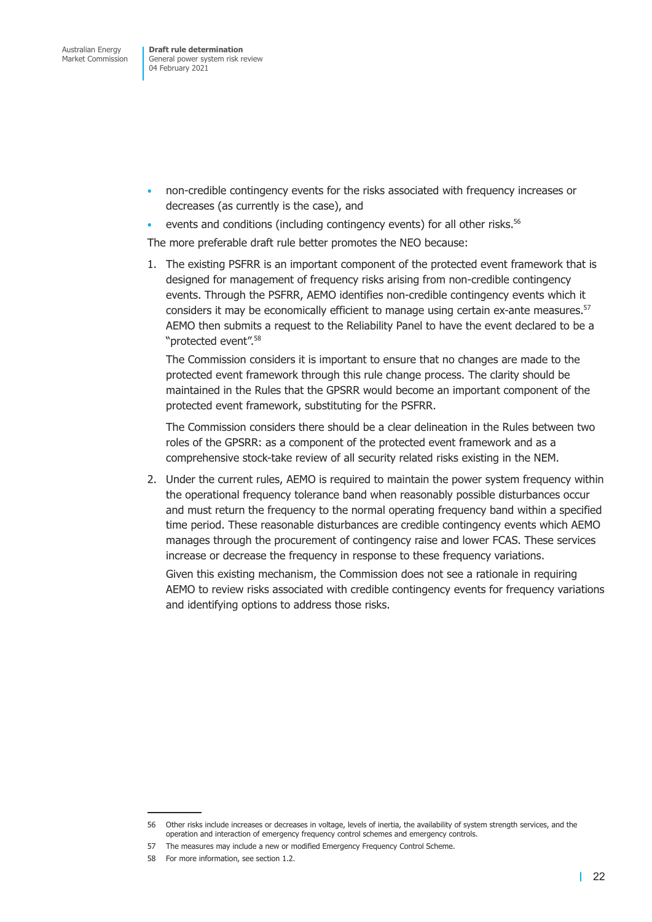- non-credible contingency events for the risks associated with frequency increases or decreases (as currently is the case), and
- events and conditions (including contingency events) for all other risks.[56]

The more preferable draft rule better promotes the NEO because:

1. The existing PSFRR is an important component of the protected event framework that is designed for management of frequency risks arising from non-credible contingency events. Through the PSFRR, AEMO identifies non-credible contingency events which it considers it may be economically efficient to manage using certain ex-ante measures.[57] AEMO then submits a request to the Reliability Panel to have the event declared to be a "protected event".[58]

   The Commission considers it is important to ensure that no changes are made to the protected event framework through this rule change process. The clarity should be maintained in the Rules that the GPSRR would become an important component of the protected event framework, substituting for the PSFRR.

   The Commission considers there should be a clear delineation in the Rules between two roles of the GPSRR: as a component of the protected event framework and as a comprehensive stock-take review of all security related risks existing in the NEM.

2. Under the current rules, AEMO is required to maintain the power system frequency within the operational frequency tolerance band when reasonably possible disturbances occur and must return the frequency to the normal operating frequency band within a specified time period. These reasonable disturbances are credible contingency events which AEMO manages through the procurement of contingency raise and lower FCAS. These services increase or decrease the frequency in response to these frequency variations.

   Given this existing mechanism, the Commission does not see a rationale in requiring AEMO to review risks associated with credible contingency events for frequency variations and identifying options to address those risks.

---

56 Other risks include increases or decreases in voltage, levels of inertia, the availability of system strength services, and the operation and interaction of emergency frequency control schemes and emergency controls.

57 The measures may include a new or modified Emergency Frequency Control Scheme.

58 For more information, see section 1.2.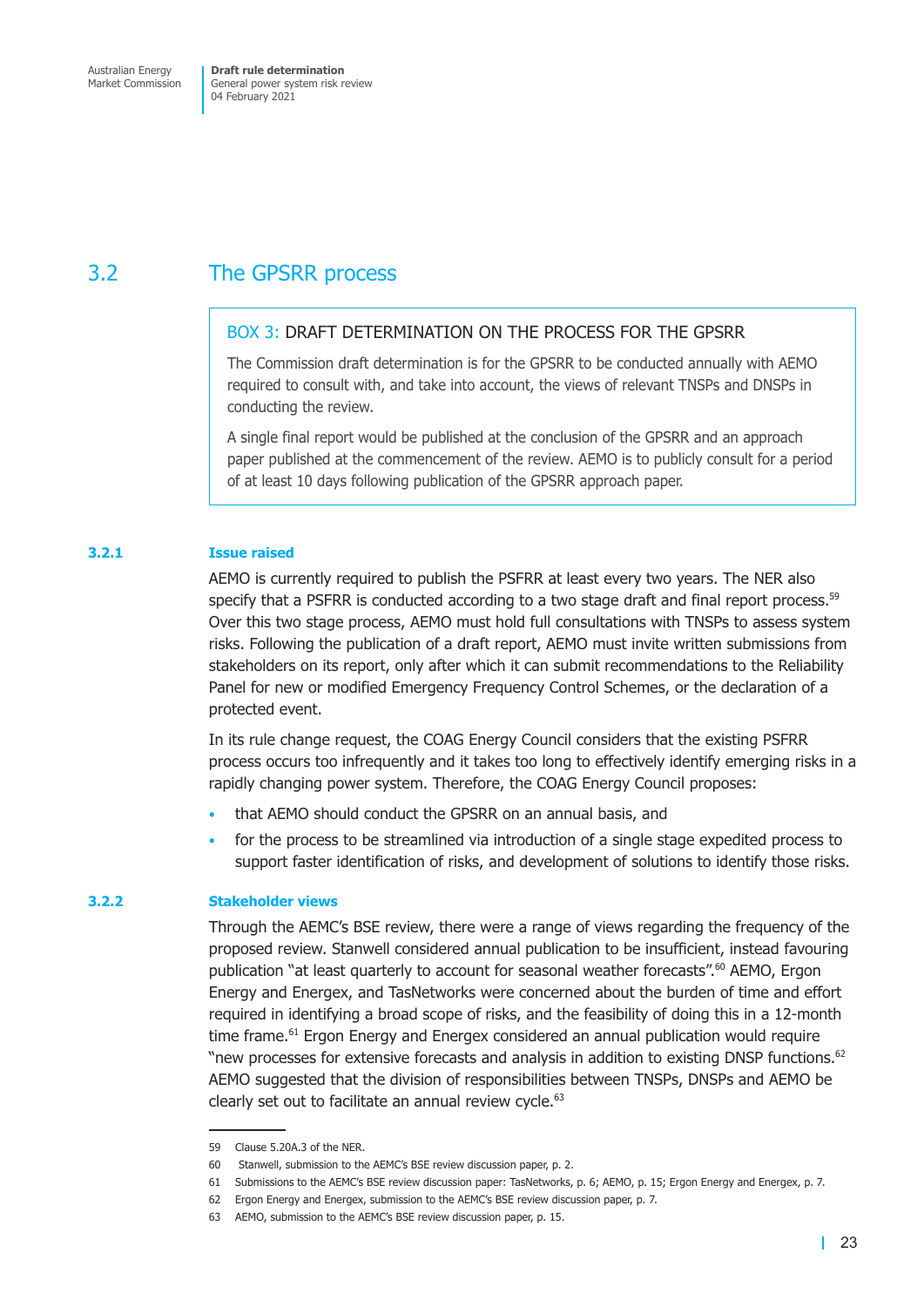## 3.2 The GPSRR process

> **BOX 3: DRAFT DETERMINATION ON THE PROCESS FOR THE GPSRR**
>
> The Commission draft determination is for the GPSRR to be conducted annually with AEMO required to consult with, and take into account, the views of relevant TNSPs and DNSPs in conducting the review.
>
> A single final report would be published at the conclusion of the GPSRR and an approach paper published at the commencement of the review. AEMO is to publicly consult for a period of at least 10 days following publication of the GPSRR approach paper.

### 3.2.1 Issue raised

AEMO is currently required to publish the PSFRR at least every two years. The NER also specify that a PSFRR is conducted according to a two stage draft and final report process.[59] Over this two stage process, AEMO must hold full consultations with TNSPs to assess system risks. Following the publication of a draft report, AEMO must invite written submissions from stakeholders on its report, only after which it can submit recommendations to the Reliability Panel for new or modified Emergency Frequency Control Schemes, or the declaration of a protected event.

In its rule change request, the COAG Energy Council considers that the existing PSFRR process occurs too infrequently and it takes too long to effectively identify emerging risks in a rapidly changing power system. Therefore, the COAG Energy Council proposes:

- that AEMO should conduct the GPSRR on an annual basis, and
- for the process to be streamlined via introduction of a single stage expedited process to support faster identification of risks, and development of solutions to identify those risks.

### 3.2.2 Stakeholder views

Through the AEMC's BSE review, there were a range of views regarding the frequency of the proposed review. Stanwell considered annual publication to be insufficient, instead favouring publication "at least quarterly to account for seasonal weather forecasts".[60] AEMO, Ergon Energy and Energex, and TasNetworks were concerned about the burden of time and effort required in identifying a broad scope of risks, and the feasibility of doing this in a 12-month time frame.[61] Ergon Energy and Energex considered an annual publication would require "new processes for extensive forecasts and analysis in addition to existing DNSP functions.[62] AEMO suggested that the division of responsibilities between TNSPs, DNSPs and AEMO be clearly set out to facilitate an annual review cycle.[63]

---

59 Clause 5.20A.3 of the NER.

60 Stanwell, submission to the AEMC's BSE review discussion paper, p. 2.

61 Submissions to the AEMC's BSE review discussion paper: TasNetworks, p. 6; AEMO, p. 15; Ergon Energy and Energex, p. 7.

62 Ergon Energy and Energex, submission to the AEMC's BSE review discussion paper, p. 7.

63 AEMO, submission to the AEMC's BSE review discussion paper, p. 15.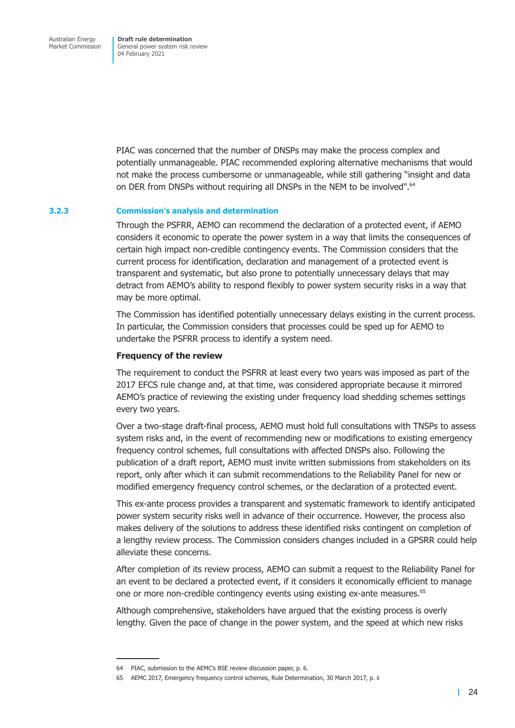PIAC was concerned that the number of DNSPs may make the process complex and potentially unmanageable. PIAC recommended exploring alternative mechanisms that would not make the process cumbersome or unmanageable, while still gathering "insight and data on DER from DNSPs without requiring all DNSPs in the NEM to be involved".[64]

### 3.2.3 Commission's analysis and determination

Through the PSFRR, AEMO can recommend the declaration of a protected event, if AEMO considers it economic to operate the power system in a way that limits the consequences of certain high impact non-credible contingency events. The Commission considers that the current process for identification, declaration and management of a protected event is transparent and systematic, but also prone to potentially unnecessary delays that may detract from AEMO's ability to respond flexibly to power system security risks in a way that may be more optimal.

The Commission has identified potentially unnecessary delays existing in the current process. In particular, the Commission considers that processes could be sped up for AEMO to undertake the PSFRR process to identify a system need.

**Frequency of the review**

The requirement to conduct the PSFRR at least every two years was imposed as part of the 2017 EFCS rule change and, at that time, was considered appropriate because it mirrored AEMO's practice of reviewing the existing under frequency load shedding schemes settings every two years.

Over a two-stage draft-final process, AEMO must hold full consultations with TNSPs to assess system risks and, in the event of recommending new or modifications to existing emergency frequency control schemes, full consultations with affected DNSPs also. Following the publication of a draft report, AEMO must invite written submissions from stakeholders on its report, only after which it can submit recommendations to the Reliability Panel for new or modified emergency frequency control schemes, or the declaration of a protected event.

This ex-ante process provides a transparent and systematic framework to identify anticipated power system security risks well in advance of their occurrence. However, the process also makes delivery of the solutions to address these identified risks contingent on completion of a lengthy review process. The Commission considers changes included in a GPSRR could help alleviate these concerns.

After completion of its review process, AEMO can submit a request to the Reliability Panel for an event to be declared a protected event, if it considers it economically efficient to manage one or more non-credible contingency events using existing ex-ante measures.[65]

Although comprehensive, stakeholders have argued that the existing process is overly lengthy. Given the pace of change in the power system, and the speed at which new risks

---

64 PIAC, submission to the AEMC's BSE review discussion paper, p. 6.

65 AEMC 2017, Emergency frequency control schemes, Rule Determination, 30 March 2017, p. ii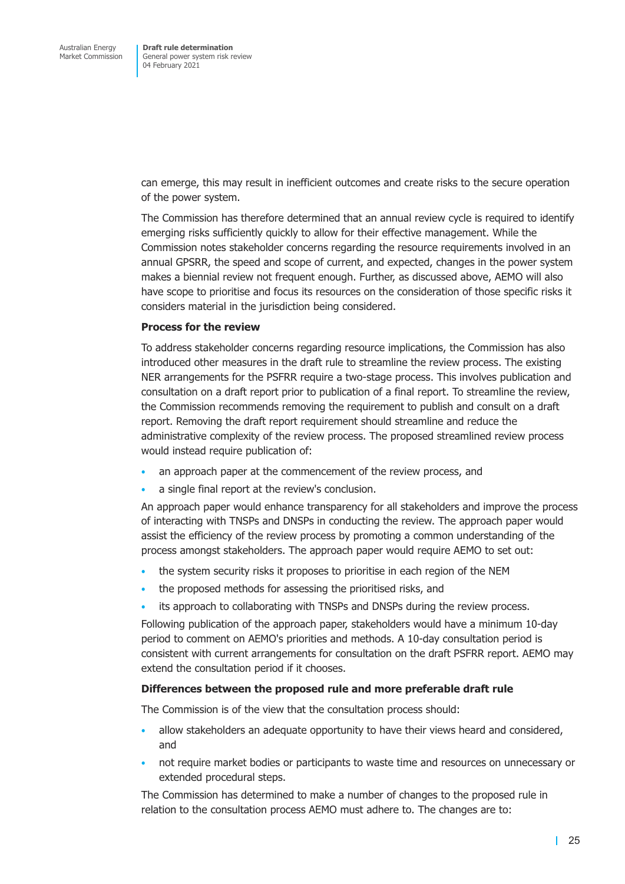can emerge, this may result in inefficient outcomes and create risks to the secure operation of the power system.

The Commission has therefore determined that an annual review cycle is required to identify emerging risks sufficiently quickly to allow for their effective management. While the Commission notes stakeholder concerns regarding the resource requirements involved in an annual GPSRR, the speed and scope of current, and expected, changes in the power system makes a biennial review not frequent enough. Further, as discussed above, AEMO will also have scope to prioritise and focus its resources on the consideration of those specific risks it considers material in the jurisdiction being considered.

**Process for the review**

To address stakeholder concerns regarding resource implications, the Commission has also introduced other measures in the draft rule to streamline the review process. The existing NER arrangements for the PSFRR require a two-stage process. This involves publication and consultation on a draft report prior to publication of a final report. To streamline the review, the Commission recommends removing the requirement to publish and consult on a draft report. Removing the draft report requirement should streamline and reduce the administrative complexity of the review process. The proposed streamlined review process would instead require publication of:

- an approach paper at the commencement of the review process, and
- a single final report at the review's conclusion.

An approach paper would enhance transparency for all stakeholders and improve the process of interacting with TNSPs and DNSPs in conducting the review. The approach paper would assist the efficiency of the review process by promoting a common understanding of the process amongst stakeholders. The approach paper would require AEMO to set out:

- the system security risks it proposes to prioritise in each region of the NEM
- the proposed methods for assessing the prioritised risks, and
- its approach to collaborating with TNSPs and DNSPs during the review process.

Following publication of the approach paper, stakeholders would have a minimum 10-day period to comment on AEMO's priorities and methods. A 10-day consultation period is consistent with current arrangements for consultation on the draft PSFRR report. AEMO may extend the consultation period if it chooses.

**Differences between the proposed rule and more preferable draft rule**

The Commission is of the view that the consultation process should:

- allow stakeholders an adequate opportunity to have their views heard and considered, and
- not require market bodies or participants to waste time and resources on unnecessary or extended procedural steps.

The Commission has determined to make a number of changes to the proposed rule in relation to the consultation process AEMO must adhere to. The changes are to: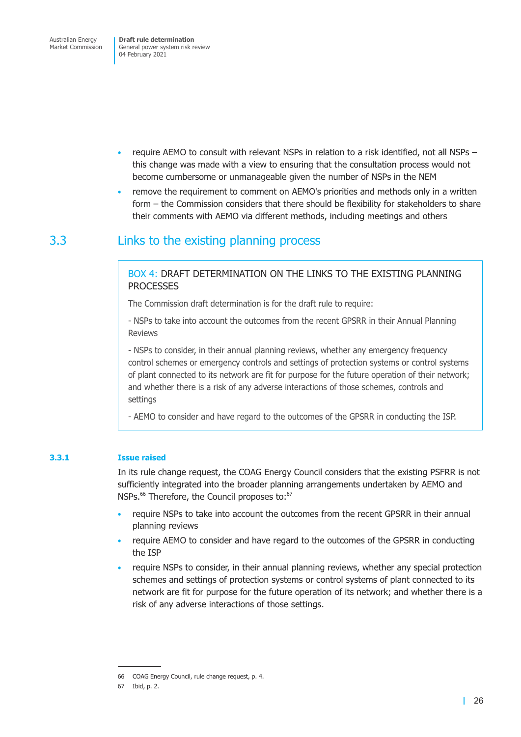- require AEMO to consult with relevant NSPs in relation to a risk identified, not all NSPs – this change was made with a view to ensuring that the consultation process would not become cumbersome or unmanageable given the number of NSPs in the NEM
- remove the requirement to comment on AEMO's priorities and methods only in a written form – the Commission considers that there should be flexibility for stakeholders to share their comments with AEMO via different methods, including meetings and others

## 3.3 Links to the existing planning process

> **BOX 4: DRAFT DETERMINATION ON THE LINKS TO THE EXISTING PLANNING PROCESSES**
>
> The Commission draft determination is for the draft rule to require:
>
> - NSPs to take into account the outcomes from the recent GPSRR in their Annual Planning Reviews
>
> - NSPs to consider, in their annual planning reviews, whether any emergency frequency control schemes or emergency controls and settings of protection systems or control systems of plant connected to its network are fit for purpose for the future operation of their network; and whether there is a risk of any adverse interactions of those schemes, controls and settings
>
> - AEMO to consider and have regard to the outcomes of the GPSRR in conducting the ISP.

### 3.3.1 Issue raised

In its rule change request, the COAG Energy Council considers that the existing PSFRR is not sufficiently integrated into the broader planning arrangements undertaken by AEMO and NSPs.[66] Therefore, the Council proposes to:[67]

- require NSPs to take into account the outcomes from the recent GPSRR in their annual planning reviews
- require AEMO to consider and have regard to the outcomes of the GPSRR in conducting the ISP
- require NSPs to consider, in their annual planning reviews, whether any special protection schemes and settings of protection systems or control systems of plant connected to its network are fit for purpose for the future operation of its network; and whether there is a risk of any adverse interactions of those settings.

66 COAG Energy Council, rule change request, p. 4.

67 Ibid, p. 2.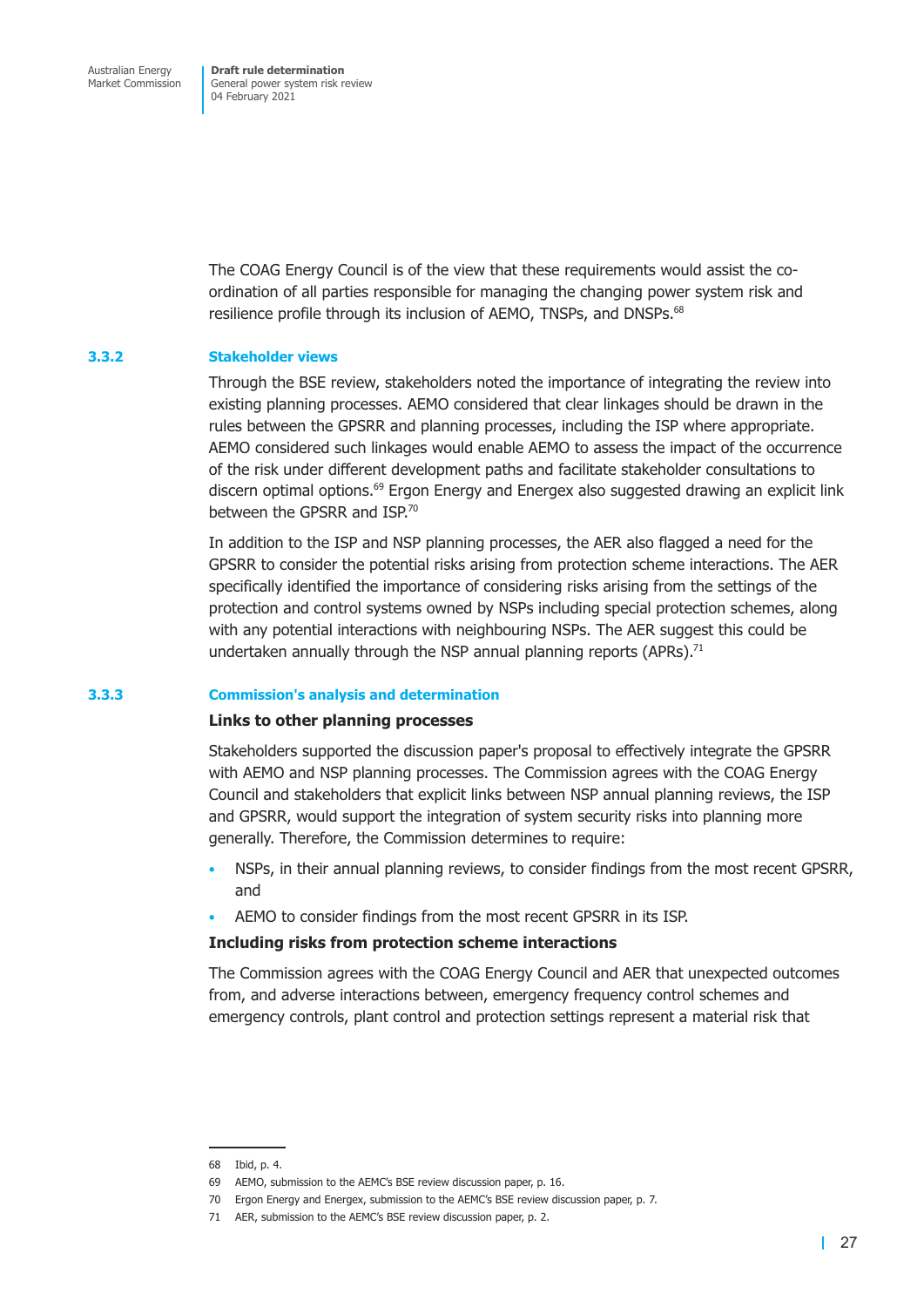The COAG Energy Council is of the view that these requirements would assist the co-ordination of all parties responsible for managing the changing power system risk and resilience profile through its inclusion of AEMO, TNSPs, and DNSPs.[68]

### 3.3.2 Stakeholder views

Through the BSE review, stakeholders noted the importance of integrating the review into existing planning processes. AEMO considered that clear linkages should be drawn in the rules between the GPSRR and planning processes, including the ISP where appropriate. AEMO considered such linkages would enable AEMO to assess the impact of the occurrence of the risk under different development paths and facilitate stakeholder consultations to discern optimal options.[69] Ergon Energy and Energex also suggested drawing an explicit link between the GPSRR and ISP.[70]

In addition to the ISP and NSP planning processes, the AER also flagged a need for the GPSRR to consider the potential risks arising from protection scheme interactions. The AER specifically identified the importance of considering risks arising from the settings of the protection and control systems owned by NSPs including special protection schemes, along with any potential interactions with neighbouring NSPs. The AER suggest this could be undertaken annually through the NSP annual planning reports (APRs).[71]

### 3.3.3 Commission's analysis and determination

**Links to other planning processes**

Stakeholders supported the discussion paper's proposal to effectively integrate the GPSRR with AEMO and NSP planning processes. The Commission agrees with the COAG Energy Council and stakeholders that explicit links between NSP annual planning reviews, the ISP and GPSRR, would support the integration of system security risks into planning more generally. Therefore, the Commission determines to require:

- NSPs, in their annual planning reviews, to consider findings from the most recent GPSRR, and
- AEMO to consider findings from the most recent GPSRR in its ISP.

**Including risks from protection scheme interactions**

The Commission agrees with the COAG Energy Council and AER that unexpected outcomes from, and adverse interactions between, emergency frequency control schemes and emergency controls, plant control and protection settings represent a material risk that

68 Ibid, p. 4.

69 AEMO, submission to the AEMC's BSE review discussion paper, p. 16.

70 Ergon Energy and Energex, submission to the AEMC's BSE review discussion paper, p. 7.

71 AER, submission to the AEMC's BSE review discussion paper, p. 2.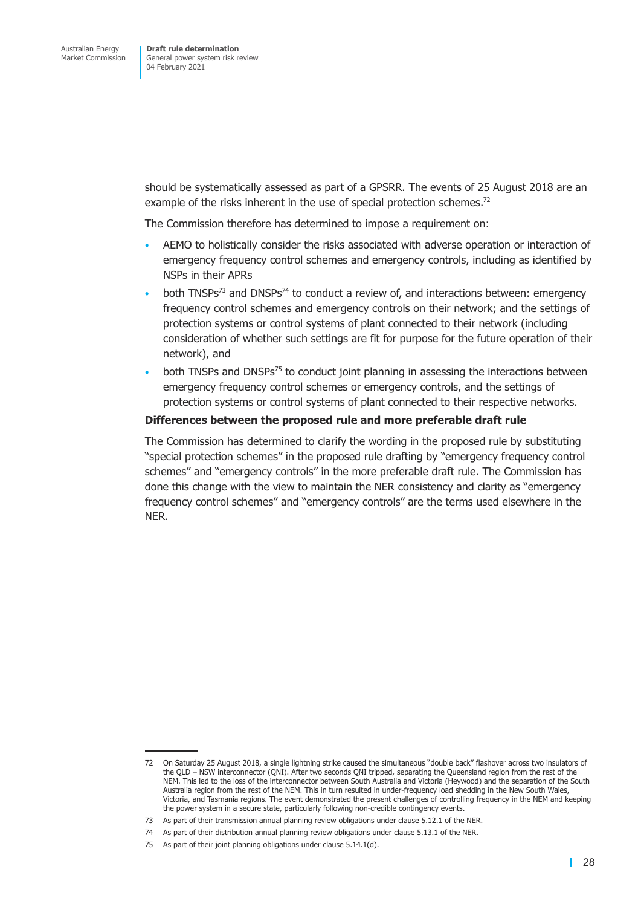should be systematically assessed as part of a GPSRR. The events of 25 August 2018 are an example of the risks inherent in the use of special protection schemes.[72]

The Commission therefore has determined to impose a requirement on:

- AEMO to holistically consider the risks associated with adverse operation or interaction of emergency frequency control schemes and emergency controls, including as identified by NSPs in their APRs
- both TNSPs[73] and DNSPs[74] to conduct a review of, and interactions between: emergency frequency control schemes and emergency controls on their network; and the settings of protection systems or control systems of plant connected to their network (including consideration of whether such settings are fit for purpose for the future operation of their network), and
- both TNSPs and DNSPs[75] to conduct joint planning in assessing the interactions between emergency frequency control schemes or emergency controls, and the settings of protection systems or control systems of plant connected to their respective networks.

**Differences between the proposed rule and more preferable draft rule**

The Commission has determined to clarify the wording in the proposed rule by substituting "special protection schemes" in the proposed rule drafting by "emergency frequency control schemes" and "emergency controls" in the more preferable draft rule. The Commission has done this change with the view to maintain the NER consistency and clarity as "emergency frequency control schemes" and "emergency controls" are the terms used elsewhere in the NER.

---

72 On Saturday 25 August 2018, a single lightning strike caused the simultaneous "double back" flashover across two insulators of the QLD – NSW interconnector (QNI). After two seconds QNI tripped, separating the Queensland region from the rest of the NEM. This led to the loss of the interconnector between South Australia and Victoria (Heywood) and the separation of the South Australia region from the rest of the NEM. This in turn resulted in under-frequency load shedding in the New South Wales, Victoria, and Tasmania regions. The event demonstrated the present challenges of controlling frequency in the NEM and keeping the power system in a secure state, particularly following non-credible contingency events.

73 As part of their transmission annual planning review obligations under clause 5.12.1 of the NER.

74 As part of their distribution annual planning review obligations under clause 5.13.1 of the NER.

75 As part of their joint planning obligations under clause 5.14.1(d).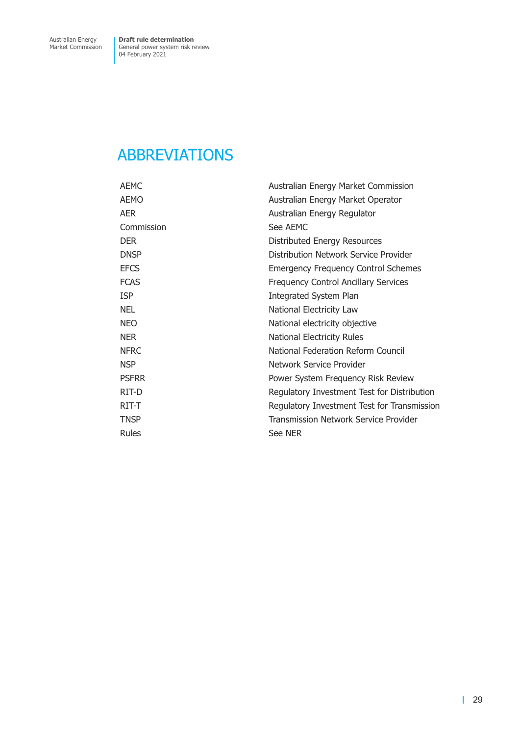# ABBREVIATIONS

| | |
|---|---|
| AEMC | Australian Energy Market Commission |
| AEMO | Australian Energy Market Operator |
| AER | Australian Energy Regulator |
| Commission | See AEMC |
| DER | Distributed Energy Resources |
| DNSP | Distribution Network Service Provider |
| EFCS | Emergency Frequency Control Schemes |
| FCAS | Frequency Control Ancillary Services |
| ISP | Integrated System Plan |
| NEL | National Electricity Law |
| NEO | National electricity objective |
| NER | National Electricity Rules |
| NFRC | National Federation Reform Council |
| NSP | Network Service Provider |
| PSFRR | Power System Frequency Risk Review |
| RIT-D | Regulatory Investment Test for Distribution |
| RIT-T | Regulatory Investment Test for Transmission |
| TNSP | Transmission Network Service Provider |
| Rules | See NER |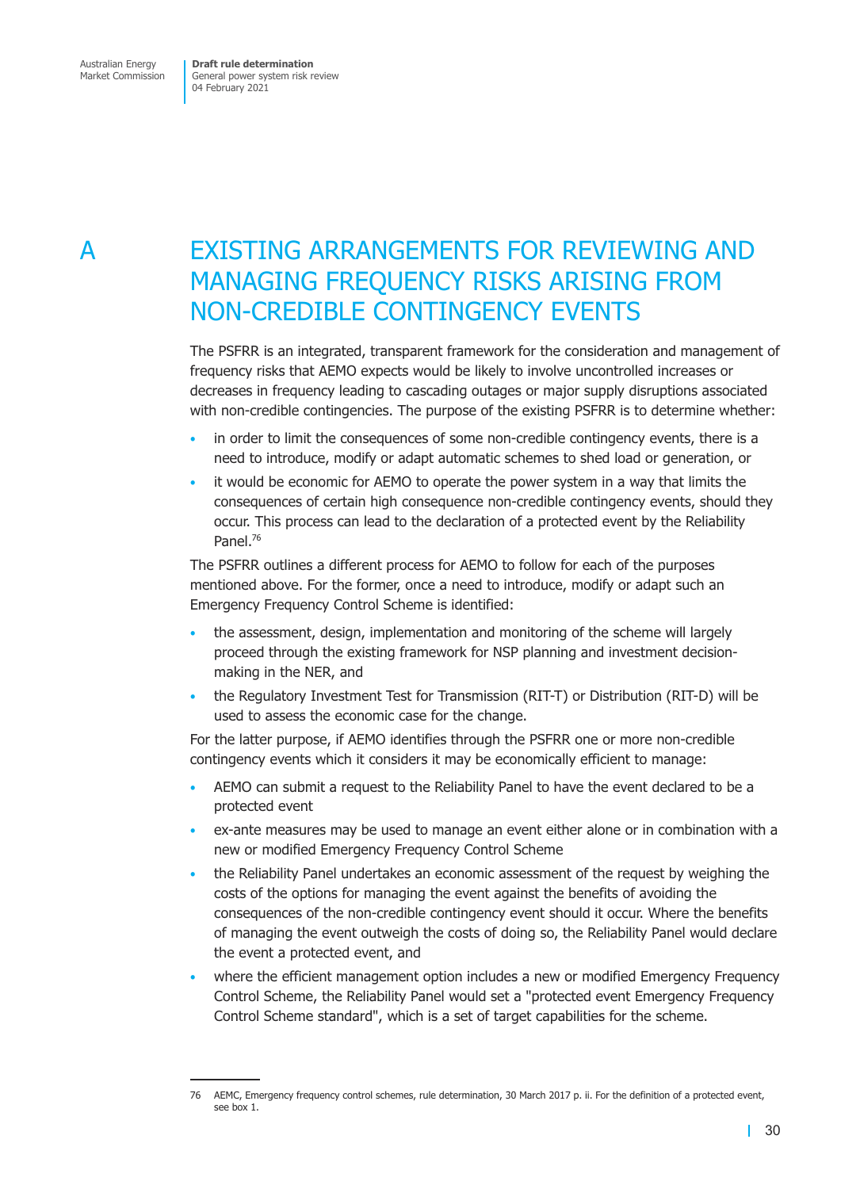# A EXISTING ARRANGEMENTS FOR REVIEWING AND MANAGING FREQUENCY RISKS ARISING FROM NON-CREDIBLE CONTINGENCY EVENTS

The PSFRR is an integrated, transparent framework for the consideration and management of frequency risks that AEMO expects would be likely to involve uncontrolled increases or decreases in frequency leading to cascading outages or major supply disruptions associated with non-credible contingencies. The purpose of the existing PSFRR is to determine whether:

- in order to limit the consequences of some non-credible contingency events, there is a need to introduce, modify or adapt automatic schemes to shed load or generation, or
- it would be economic for AEMO to operate the power system in a way that limits the consequences of certain high consequence non-credible contingency events, should they occur. This process can lead to the declaration of a protected event by the Reliability Panel.[76]

The PSFRR outlines a different process for AEMO to follow for each of the purposes mentioned above. For the former, once a need to introduce, modify or adapt such an Emergency Frequency Control Scheme is identified:

- the assessment, design, implementation and monitoring of the scheme will largely proceed through the existing framework for NSP planning and investment decision-making in the NER, and
- the Regulatory Investment Test for Transmission (RIT-T) or Distribution (RIT-D) will be used to assess the economic case for the change.

For the latter purpose, if AEMO identifies through the PSFRR one or more non-credible contingency events which it considers it may be economically efficient to manage:

- AEMO can submit a request to the Reliability Panel to have the event declared to be a protected event
- ex-ante measures may be used to manage an event either alone or in combination with a new or modified Emergency Frequency Control Scheme
- the Reliability Panel undertakes an economic assessment of the request by weighing the costs of the options for managing the event against the benefits of avoiding the consequences of the non-credible contingency event should it occur. Where the benefits of managing the event outweigh the costs of doing so, the Reliability Panel would declare the event a protected event, and
- where the efficient management option includes a new or modified Emergency Frequency Control Scheme, the Reliability Panel would set a "protected event Emergency Frequency Control Scheme standard", which is a set of target capabilities for the scheme.

---

76 AEMC, Emergency frequency control schemes, rule determination, 30 March 2017 p. ii. For the definition of a protected event, see box 1.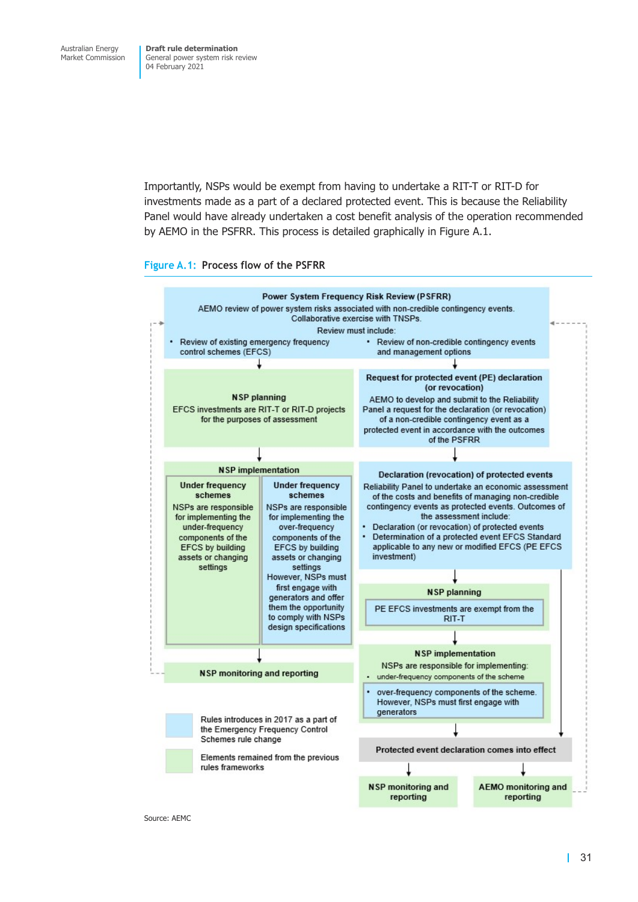Importantly, NSPs would be exempt from having to undertake a RIT-T or RIT-D for investments made as a part of a declared protected event. This is because the Reliability Panel would have already undertaken a cost benefit analysis of the operation recommended by AEMO in the PSFRR. This process is detailed graphically in Figure A.1.

**Figure A.1: Process flow of the PSFRR**

**Power System Frequency Risk Review (PSFRR)**
AEMO review of power system risks associated with non-credible contingency events. Collaborative exercise with TNSPs.
Review must include:
- Review of existing emergency frequency control schemes (EFCS)
- Review of non-credible contingency events and management options

**NSP planning**
EFCS investments are RIT-T or RIT-D projects for the purposes of assessment

**Request for protected event (PE) declaration (or revocation)**
AEMO to develop and submit to the Reliability Panel a request for the declaration (or revocation) of a non-credible contingency event as a protected event in accordance with the outcomes of the PSFRR

**NSP implementation**

**Under frequency schemes**
NSPs are responsible for implementing the under-frequency components of the EFCS by building assets or changing settings

**Under frequency schemes**
NSPs are responsible for implementing the over-frequency components of the EFCS by building assets or changing settings
However, NSPs must first engage with generators and offer them the opportunity to comply with NSPs design specifications

**Declaration (revocation) of protected events**
Reliability Panel to undertake an economic assessment of the costs and benefits of managing non-credible contingency events as protected events. Outcomes of the assessment include:
- Declaration (or revocation) of protected events
- Determination of a protected event EFCS Standard applicable to any new or modified EFCS (PE EFCS investment)

**NSP planning**
PE EFCS investments are exempt from the RIT-T

**NSP monitoring and reporting**

**NSP implementation**
NSPs are responsible for implementing:
- under-frequency components of the scheme
- over-frequency components of the scheme. However, NSPs must first engage with generators

**Protected event declaration comes into effect**

**NSP monitoring and reporting**

**AEMO monitoring and reporting**

Legend:
- Rules introduces in 2017 as a part of the Emergency Frequency Control Schemes rule change
- Elements remained from the previous rules frameworks

Source: AEMC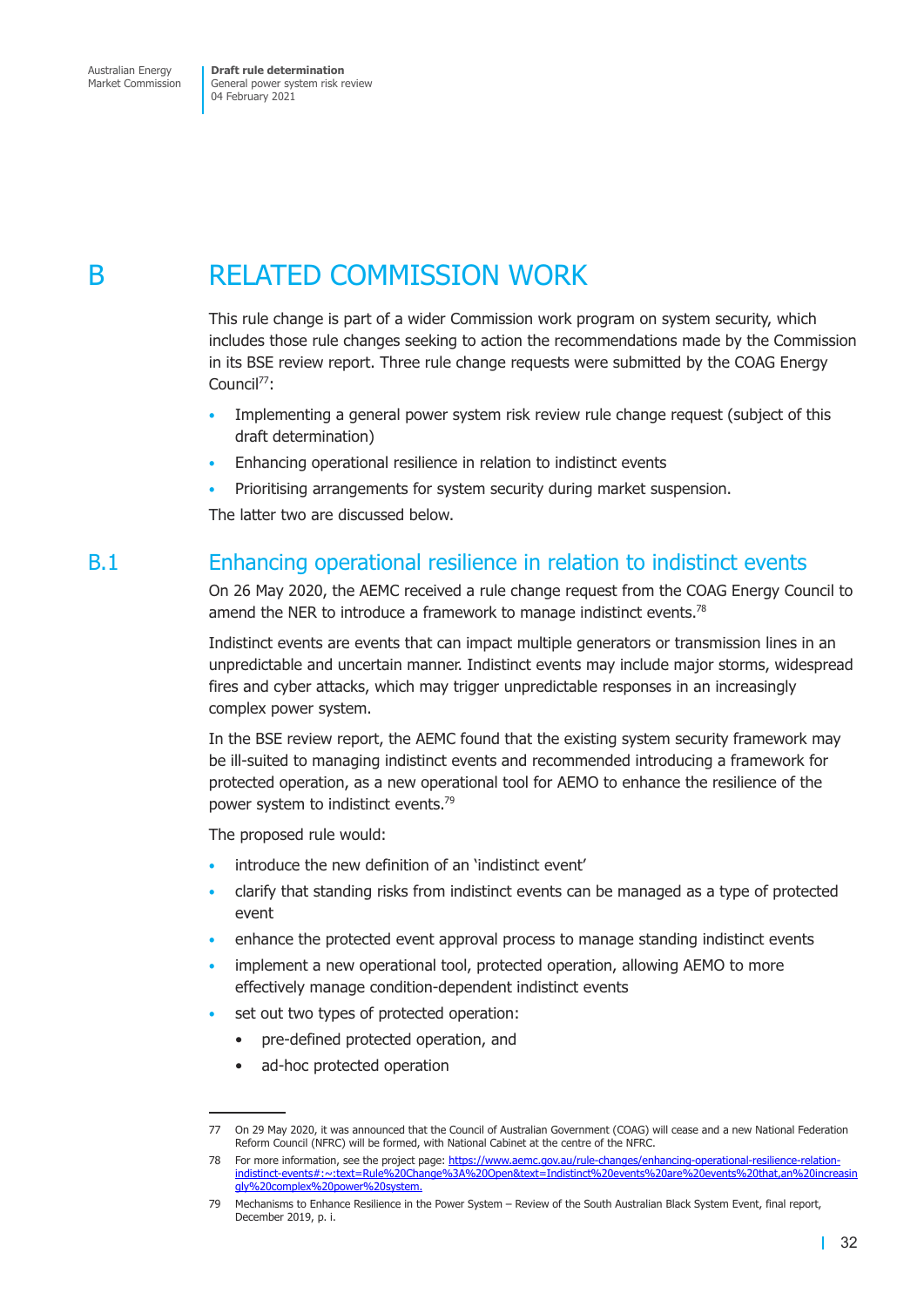# B RELATED COMMISSION WORK

This rule change is part of a wider Commission work program on system security, which includes those rule changes seeking to action the recommendations made by the Commission in its BSE review report. Three rule change requests were submitted by the COAG Energy Council[77]:

- Implementing a general power system risk review rule change request (subject of this draft determination)
- Enhancing operational resilience in relation to indistinct events
- Prioritising arrangements for system security during market suspension.

The latter two are discussed below.

## B.1 Enhancing operational resilience in relation to indistinct events

On 26 May 2020, the AEMC received a rule change request from the COAG Energy Council to amend the NER to introduce a framework to manage indistinct events.[78]

Indistinct events are events that can impact multiple generators or transmission lines in an unpredictable and uncertain manner. Indistinct events may include major storms, widespread fires and cyber attacks, which may trigger unpredictable responses in an increasingly complex power system.

In the BSE review report, the AEMC found that the existing system security framework may be ill-suited to managing indistinct events and recommended introducing a framework for protected operation, as a new operational tool for AEMO to enhance the resilience of the power system to indistinct events.[79]

The proposed rule would:

- introduce the new definition of an 'indistinct event'
- clarify that standing risks from indistinct events can be managed as a type of protected event
- enhance the protected event approval process to manage standing indistinct events
- implement a new operational tool, protected operation, allowing AEMO to more effectively manage condition-dependent indistinct events
- set out two types of protected operation:
  - pre-defined protected operation, and
  - ad-hoc protected operation

---

77 On 29 May 2020, it was announced that the Council of Australian Government (COAG) will cease and a new National Federation Reform Council (NFRC) will be formed, with National Cabinet at the centre of the NFRC.

78 For more information, see the project page: https://www.aemc.gov.au/rule-changes/enhancing-operational-resilience-relation-indistinct-events#:~:text=Rule%20Change%3A%20Open&text=Indistinct%20events%20are%20events%20that,an%20increasingly%20complex%20power%20system.

79 Mechanisms to Enhance Resilience in the Power System – Review of the South Australian Black System Event, final report, December 2019, p. i.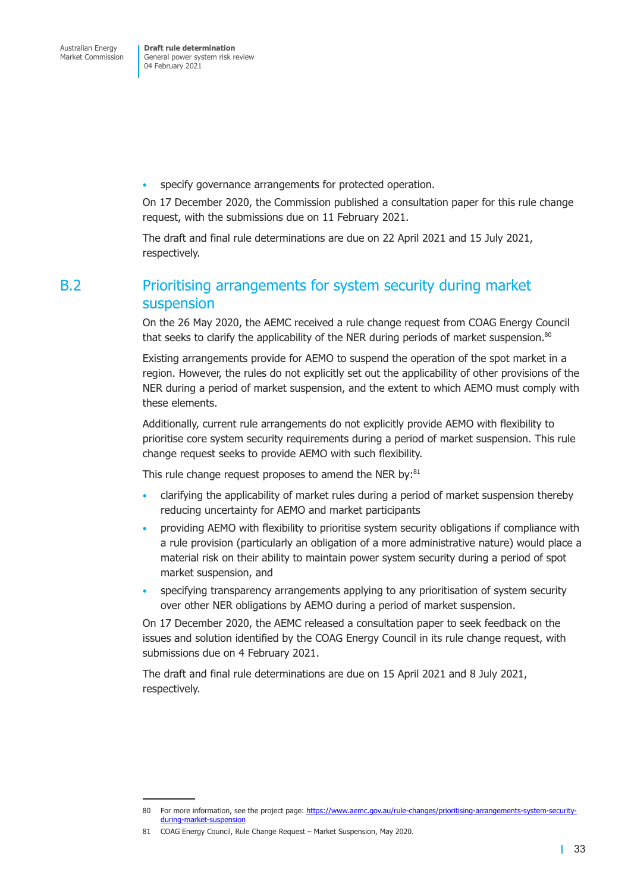- specify governance arrangements for protected operation.

On 17 December 2020, the Commission published a consultation paper for this rule change request, with the submissions due on 11 February 2021.

The draft and final rule determinations are due on 22 April 2021 and 15 July 2021, respectively.

## B.2 Prioritising arrangements for system security during market suspension

On the 26 May 2020, the AEMC received a rule change request from COAG Energy Council that seeks to clarify the applicability of the NER during periods of market suspension.[80]

Existing arrangements provide for AEMO to suspend the operation of the spot market in a region. However, the rules do not explicitly set out the applicability of other provisions of the NER during a period of market suspension, and the extent to which AEMO must comply with these elements.

Additionally, current rule arrangements do not explicitly provide AEMO with flexibility to prioritise core system security requirements during a period of market suspension. This rule change request seeks to provide AEMO with such flexibility.

This rule change request proposes to amend the NER by:[81]

- clarifying the applicability of market rules during a period of market suspension thereby reducing uncertainty for AEMO and market participants
- providing AEMO with flexibility to prioritise system security obligations if compliance with a rule provision (particularly an obligation of a more administrative nature) would place a material risk on their ability to maintain power system security during a period of spot market suspension, and
- specifying transparency arrangements applying to any prioritisation of system security over other NER obligations by AEMO during a period of market suspension.

On 17 December 2020, the AEMC released a consultation paper to seek feedback on the issues and solution identified by the COAG Energy Council in its rule change request, with submissions due on 4 February 2021.

The draft and final rule determinations are due on 15 April 2021 and 8 July 2021, respectively.

---

80 For more information, see the project page: https://www.aemc.gov.au/rule-changes/prioritising-arrangements-system-security-during-market-suspension

81 COAG Energy Council, Rule Change Request – Market Suspension, May 2020.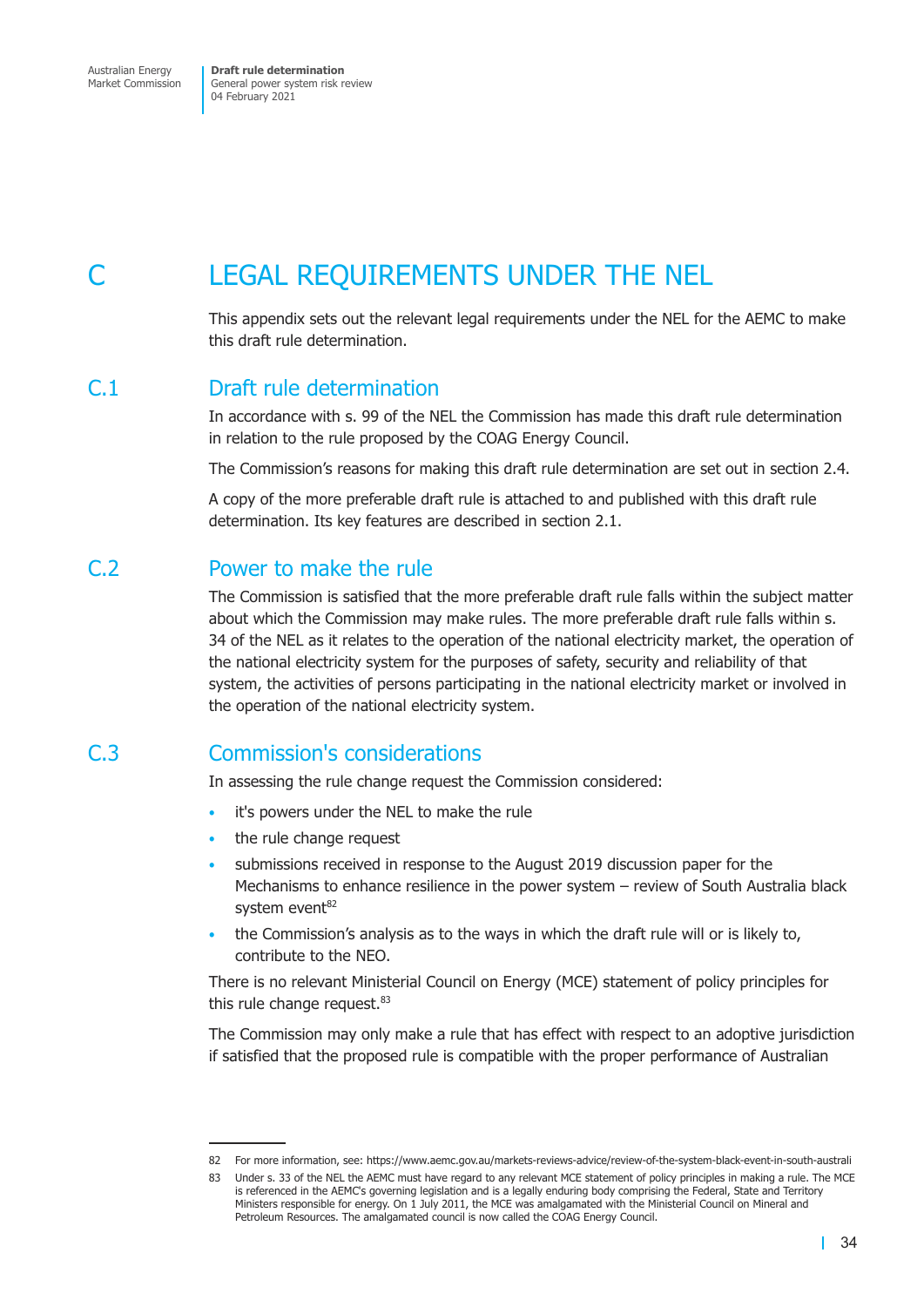# C LEGAL REQUIREMENTS UNDER THE NEL

This appendix sets out the relevant legal requirements under the NEL for the AEMC to make this draft rule determination.

## C.1 Draft rule determination

In accordance with s. 99 of the NEL the Commission has made this draft rule determination in relation to the rule proposed by the COAG Energy Council.

The Commission's reasons for making this draft rule determination are set out in section 2.4.

A copy of the more preferable draft rule is attached to and published with this draft rule determination. Its key features are described in section 2.1.

## C.2 Power to make the rule

The Commission is satisfied that the more preferable draft rule falls within the subject matter about which the Commission may make rules. The more preferable draft rule falls within s. 34 of the NEL as it relates to the operation of the national electricity market, the operation of the national electricity system for the purposes of safety, security and reliability of that system, the activities of persons participating in the national electricity market or involved in the operation of the national electricity system.

## C.3 Commission's considerations

In assessing the rule change request the Commission considered:

- it's powers under the NEL to make the rule
- the rule change request
- submissions received in response to the August 2019 discussion paper for the Mechanisms to enhance resilience in the power system – review of South Australia black system event[82]
- the Commission's analysis as to the ways in which the draft rule will or is likely to, contribute to the NEO.

There is no relevant Ministerial Council on Energy (MCE) statement of policy principles for this rule change request.[83]

The Commission may only make a rule that has effect with respect to an adoptive jurisdiction if satisfied that the proposed rule is compatible with the proper performance of Australian

---

82 For more information, see: https://www.aemc.gov.au/markets-reviews-advice/review-of-the-system-black-event-in-south-australi

83 Under s. 33 of the NEL the AEMC must have regard to any relevant MCE statement of policy principles in making a rule. The MCE is referenced in the AEMC's governing legislation and is a legally enduring body comprising the Federal, State and Territory Ministers responsible for energy. On 1 July 2011, the MCE was amalgamated with the Ministerial Council on Mineral and Petroleum Resources. The amalgamated council is now called the COAG Energy Council.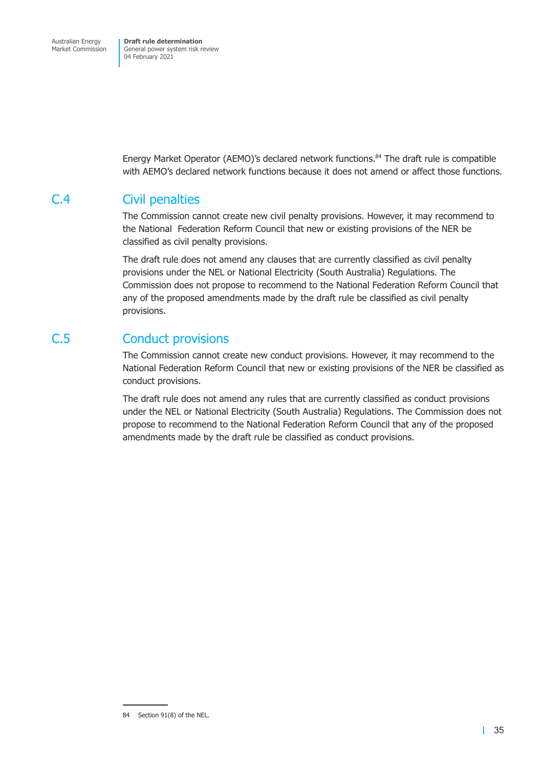Energy Market Operator (AEMO)'s declared network functions.[84] The draft rule is compatible with AEMO's declared network functions because it does not amend or affect those functions.

## C.4 Civil penalties

The Commission cannot create new civil penalty provisions. However, it may recommend to the National  Federation Reform Council that new or existing provisions of the NER be classified as civil penalty provisions.

The draft rule does not amend any clauses that are currently classified as civil penalty provisions under the NEL or National Electricity (South Australia) Regulations. The Commission does not propose to recommend to the National Federation Reform Council that any of the proposed amendments made by the draft rule be classified as civil penalty provisions.

## C.5 Conduct provisions

The Commission cannot create new conduct provisions. However, it may recommend to the National Federation Reform Council that new or existing provisions of the NER be classified as conduct provisions.

The draft rule does not amend any rules that are currently classified as conduct provisions under the NEL or National Electricity (South Australia) Regulations. The Commission does not propose to recommend to the National Federation Reform Council that any of the proposed amendments made by the draft rule be classified as conduct provisions.

84 Section 91(8) of the NEL.